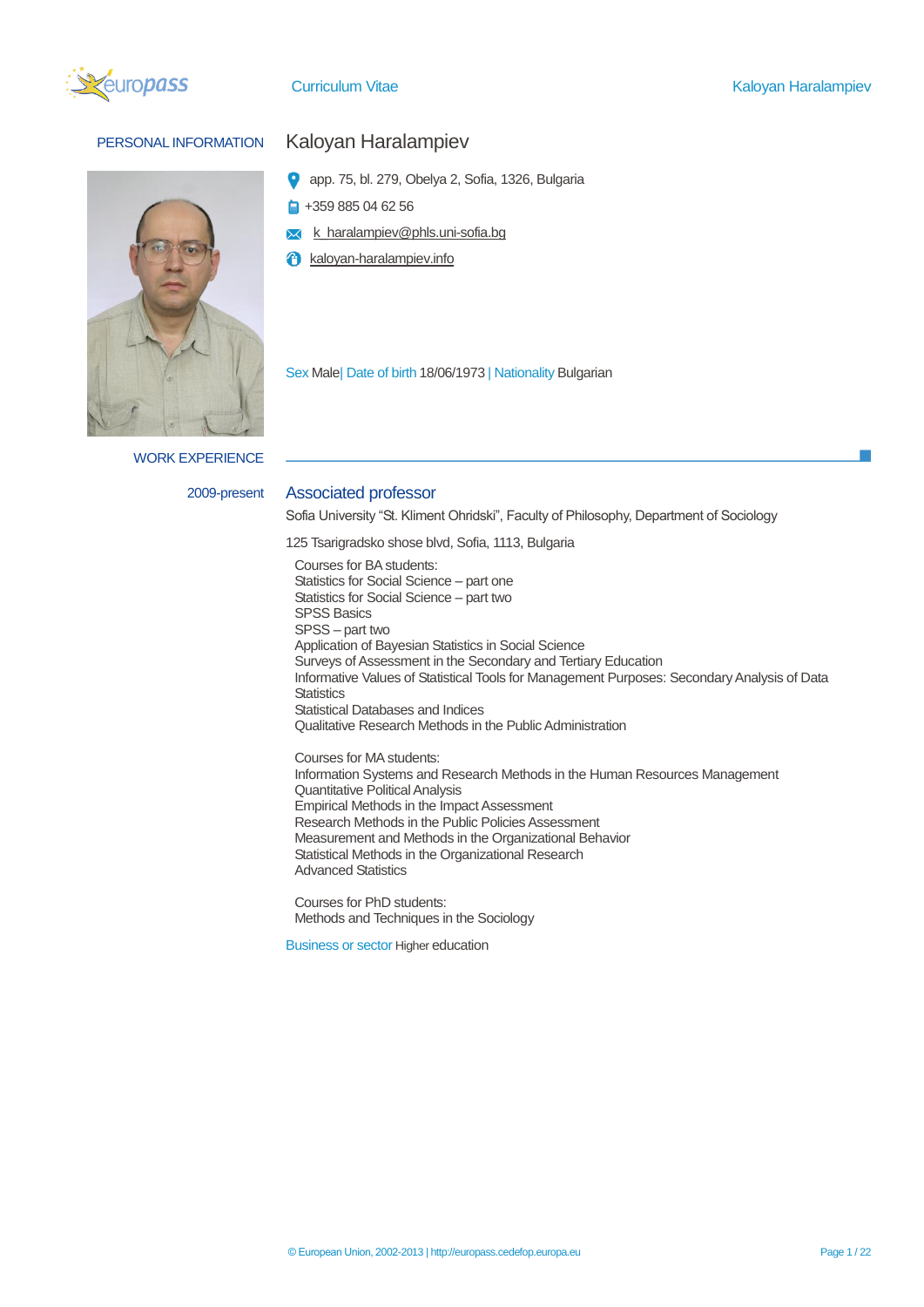Curriculum Vitae

# PERSONAL INFORMATION

## Kaloyan Haralampiev

app. 75, bl. 279, Obelya 2, Sofia, 1326, Bulgaria

+359 885 04 62 56

k_haralampiev@phls.uni-sofia.bg

kaloyan-haralampiev.info

Sex Male| Date of birth 18/06/1973 | Nationality Bulgarian

# WORK EXPERIENCE

**2009-present**

## Associated professor

Sofia University "St. Kliment Ohridski", Faculty of Philosophy, Department of Sociology

125 Tsarigradsko shose blvd, Sofia, 1113, Bulgaria

Courses for BA students:
Statistics for Social Science – part one
Statistics for Social Science – part two
SPSS Basics
SPSS – part two
Application of Bayesian Statistics in Social Science
Surveys of Assessment in the Secondary and Tertiary Education
Informative Values of Statistical Tools for Management Purposes: Secondary Analysis of Data Statistics
Statistical Databases and Indices
Qualitative Research Methods in the Public Administration

Courses for MA students:
Information Systems and Research Methods in the Human Resources Management
Quantitative Political Analysis
Empirical Methods in the Impact Assessment
Research Methods in the Public Policies Assessment
Measurement and Methods in the Organizational Behavior
Statistical Methods in the Organizational Research
Advanced Statistics

Courses for PhD students:
Methods and Techniques in the Sociology

Business or sector Higher education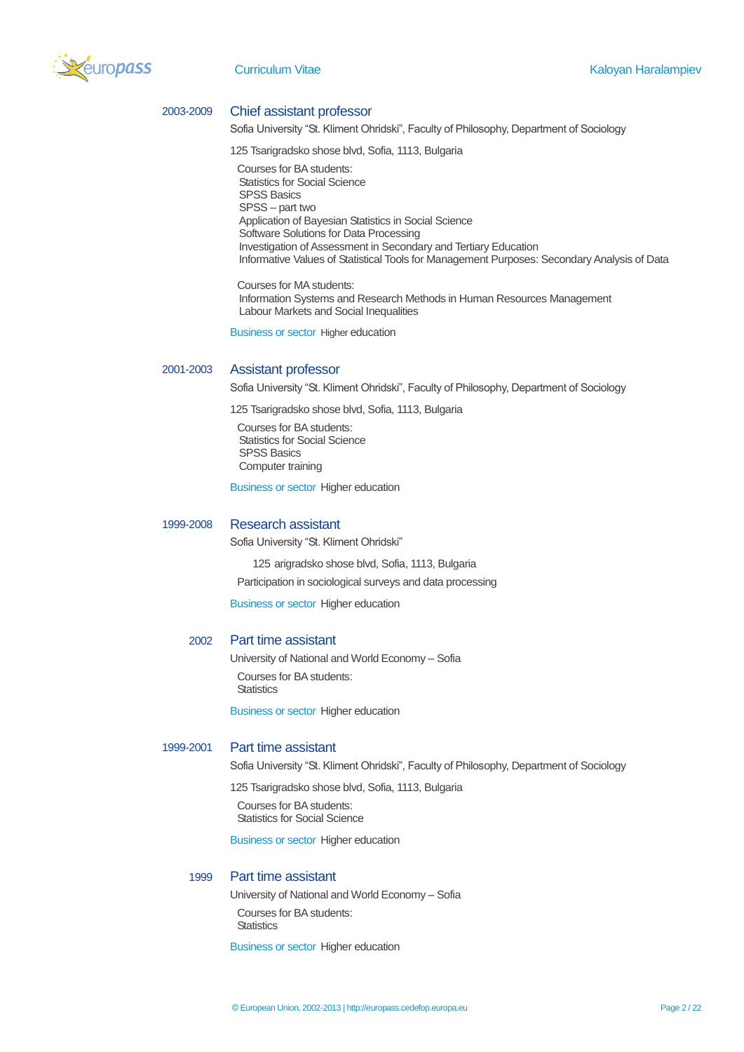2003-2009

### Chief assistant professor

Sofia University "St. Kliment Ohridski", Faculty of Philosophy, Department of Sociology

125 Tsarigradsko shose blvd, Sofia, 1113, Bulgaria

Courses for BA students:
Statistics for Social Science
SPSS Basics
SPSS – part two
Application of Bayesian Statistics in Social Science
Software Solutions for Data Processing
Investigation of Assessment in Secondary and Tertiary Education
Informative Values of Statistical Tools for Management Purposes: Secondary Analysis of Data

Courses for MA students:
Information Systems and Research Methods in Human Resources Management
Labour Markets and Social Inequalities

Business or sector Higher education

2001-2003

### Assistant professor

Sofia University "St. Kliment Ohridski", Faculty of Philosophy, Department of Sociology

125 Tsarigradsko shose blvd, Sofia, 1113, Bulgaria

Courses for BA students:
Statistics for Social Science
SPSS Basics
Computer training

Business or sector Higher education

1999-2008

### Research assistant

Sofia University "St. Kliment Ohridski"

125 arigradsko shose blvd, Sofia, 1113, Bulgaria

Participation in sociological surveys and data processing

Business or sector Higher education

2002

### Part time assistant

University of National and World Economy – Sofia

Courses for BA students:
Statistics

Business or sector Higher education

1999-2001

### Part time assistant

Sofia University "St. Kliment Ohridski", Faculty of Philosophy, Department of Sociology

125 Tsarigradsko shose blvd, Sofia, 1113, Bulgaria

Courses for BA students:
Statistics for Social Science

Business or sector Higher education

1999

### Part time assistant

University of National and World Economy – Sofia

Courses for BA students:
Statistics

Business or sector Higher education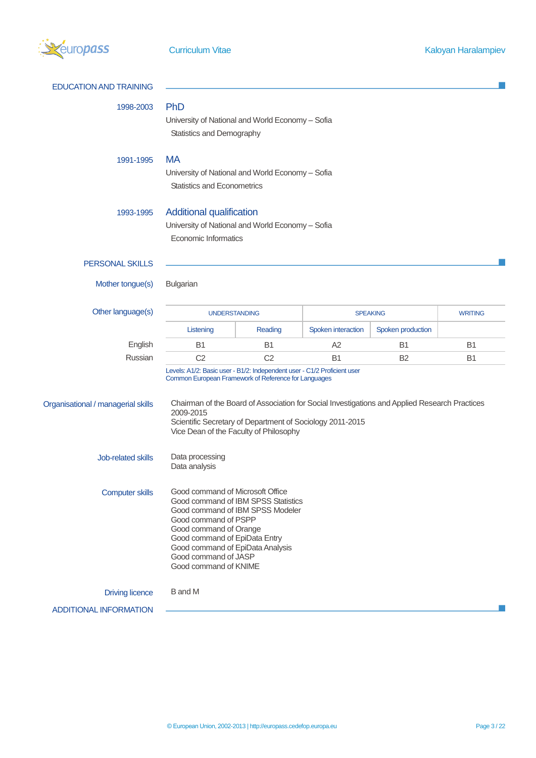## EDUCATION AND TRAINING

**1998-2003**

### PhD

University of National and World Economy – Sofia

Statistics and Demography

**1991-1995**

### MA

University of National and World Economy – Sofia

Statistics and Econometrics

**1993-1995**

### Additional qualification

University of National and World Economy – Sofia

Economic Informatics

## PERSONAL SKILLS

**Mother tongue(s)**

Bulgarian

**Other language(s)**

| | UNDERSTANDING | | SPEAKING | | WRITING |
|---|---|---|---|---|---|
| | Listening | Reading | Spoken interaction | Spoken production | |
| English | B1 | B1 | A2 | B1 | B1 |
| Russian | C2 | C2 | B1 | B2 | B1 |

Levels: A1/2: Basic user - B1/2: Independent user - C1/2 Proficient user
Common European Framework of Reference for Languages

**Organisational / managerial skills**

Chairman of the Board of Association for Social Investigations and Applied Research Practices 2009-2015
Scientific Secretary of Department of Sociology 2011-2015
Vice Dean of the Faculty of Philosophy

**Job-related skills**

Data processing
Data analysis

**Computer skills**

Good command of Microsoft Office
Good command of IBM SPSS Statistics
Good command of IBM SPSS Modeler
Good command of PSPP
Good command of Orange
Good command of EpiData Entry
Good command of EpiData Analysis
Good command of JASP
Good command of KNIME

**Driving licence**

B and M

## ADDITIONAL INFORMATION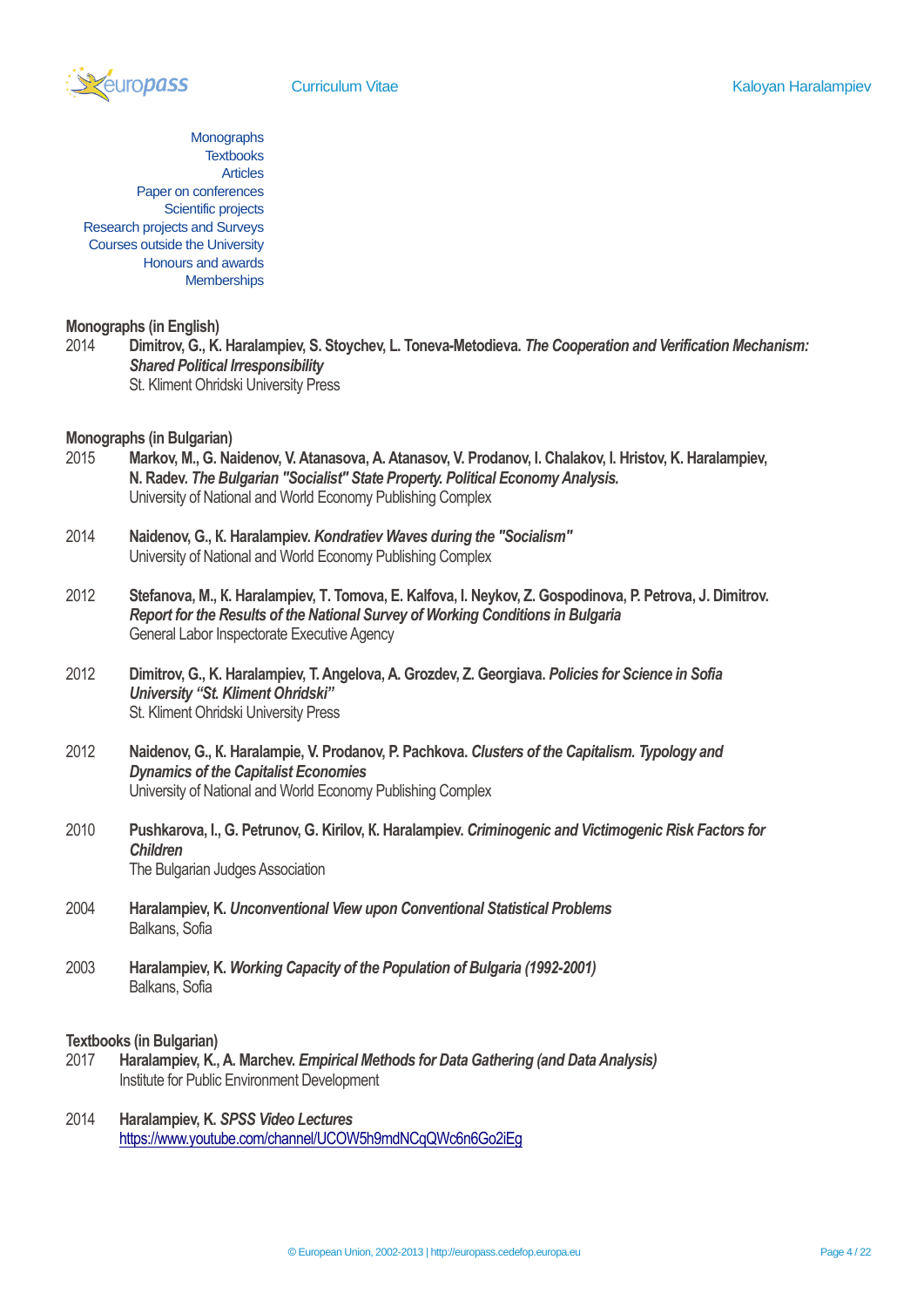Monographs
Textbooks
Articles
Paper on conferences
Scientific projects
Research projects and Surveys
Courses outside the University
Honours and awards
Memberships

**Monographs (in English)**

2014 **Dimitrov, G., K. Haralampiev, S. Stoychev, L. Toneva-Metodieva.** ***The Cooperation and Verification Mechanism: Shared Political Irresponsibility***
St. Kliment Ohridski University Press

**Monographs (in Bulgarian)**

2015 **Markov, M., G. Naidenov, V. Atanasova, A. Atanasov, V. Prodanov, I. Chalakov, I. Hristov, K. Haralampiev, N. Radev.** ***The Bulgarian "Socialist" State Property. Political Economy Analysis.***
University of National and World Economy Publishing Complex

2014 **Naidenov, G., K. Haralampiev.** ***Kondratiev Waves during the "Socialism"***
University of National and World Economy Publishing Complex

2012 **Stefanova, M., K. Haralampiev, T. Tomova, E. Kalfova, I. Neykov, Z. Gospodinova, P. Petrova, J. Dimitrov.** ***Report for the Results of the National Survey of Working Conditions in Bulgaria***
General Labor Inspectorate Executive Agency

2012 **Dimitrov, G., K. Haralampiev, T. Angelova, A. Grozdev, Z. Georgiava.** ***Policies for Science in Sofia University "St. Kliment Ohridski"***
St. Kliment Ohridski University Press

2012 **Naidenov, G., K. Haralampie, V. Prodanov, P. Pachkova.** ***Clusters of the Capitalism. Typology and Dynamics of the Capitalist Economies***
University of National and World Economy Publishing Complex

2010 **Pushkarova, I., G. Petrunov, G. Kirilov, K. Haralampiev.** ***Criminogenic and Victimogenic Risk Factors for Children***
The Bulgarian Judges Association

2004 **Haralampiev, K.** ***Unconventional View upon Conventional Statistical Problems***
Balkans, Sofia

2003 **Haralampiev, K.** ***Working Capacity of the Population of Bulgaria (1992-2001)***
Balkans, Sofia

**Textbooks (in Bulgarian)**

2017 **Haralampiev, K., A. Marchev.** ***Empirical Methods for Data Gathering (and Data Analysis)***
Institute for Public Environment Development

2014 **Haralampiev, K.** ***SPSS Video Lectures***
https://www.youtube.com/channel/UCOW5h9mdNCqQWc6n6Go2iEg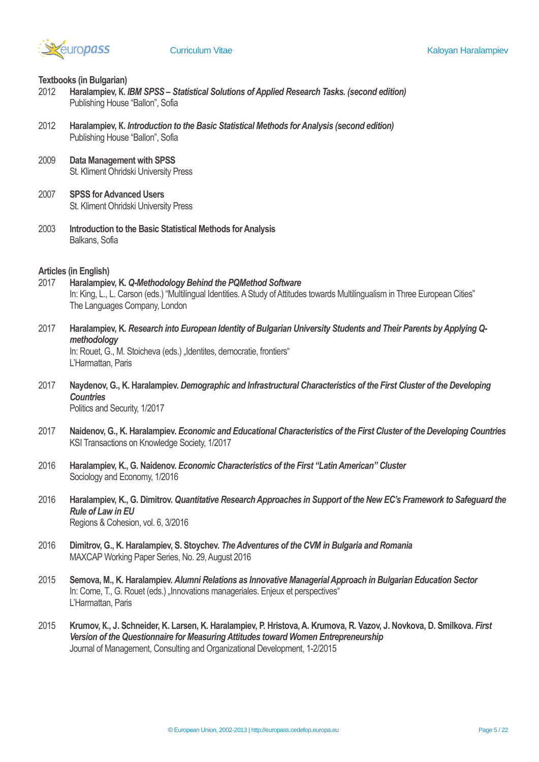### Textbooks (in Bulgarian)

2012 **Haralampiev, K.** ***IBM SPSS – Statistical Solutions of Applied Research Tasks. (second edition)***
Publishing House "Ballon", Sofia

2012 **Haralampiev, K.** ***Introduction to the Basic Statistical Methods for Analysis (second edition)***
Publishing House "Ballon", Sofia

2009 **Data Management with SPSS**
St. Kliment Ohridski University Press

2007 **SPSS for Advanced Users**
St. Kliment Ohridski University Press

2003 **Introduction to the Basic Statistical Methods for Analysis**
Balkans, Sofia

### Articles (in English)

2017 **Haralampiev, K.** ***Q-Methodology Behind the PQMethod Software***
In: King, L., L. Carson (eds.) "Multilingual Identities. A Study of Attitudes towards Multilingualism in Three European Cities"
The Languages Company, London

2017 **Haralampiev, K.** ***Research into European Identity of Bulgarian University Students and Their Parents by Applying Q-methodology***
In: Rouet, G., M. Stoicheva (eds.) „Identites, democratie, frontiers"
L'Harmattan, Paris

2017 **Naydenov, G., K. Haralampiev.** ***Demographic and Infrastructural Characteristics of the First Cluster of the Developing Countries***
Politics and Security, 1/2017

2017 **Naidenov, G., K. Haralampiev.** ***Economic and Educational Characteristics of the First Cluster of the Developing Countries***
KSI Transactions on Knowledge Society, 1/2017

2016 **Haralampiev, K., G. Naidenov.** ***Economic Characteristics of the First "Latin American" Cluster***
Sociology and Economy, 1/2016

2016 **Haralampiev, K., G. Dimitrov.** ***Quantitative Research Approaches in Support of the New EC's Framework to Safeguard the Rule of Law in EU***
Regions & Cohesion, vol. 6, 3/2016

2016 **Dimitrov, G., K. Haralampiev, S. Stoychev.** ***The Adventures of the CVM in Bulgaria and Romania***
MAXCAP Working Paper Series, No. 29, August 2016

2015 **Semova, M., K. Haralampiev.** ***Alumni Relations as Innovative Managerial Approach in Bulgarian Education Sector***
In: Come, T., G. Rouet (eds.) „Innovations manageriales. Enjeux et perspectives"
L'Harmattan, Paris

2015 **Krumov, K., J. Schneider, K. Larsen, K. Haralampiev, P. Hristova, A. Krumova, R. Vazov, J. Novkova, D. Smilkova.** ***First Version of the Questionnaire for Measuring Attitudes toward Women Entrepreneurship***
Journal of Management, Consulting and Organizational Development, 1-2/2015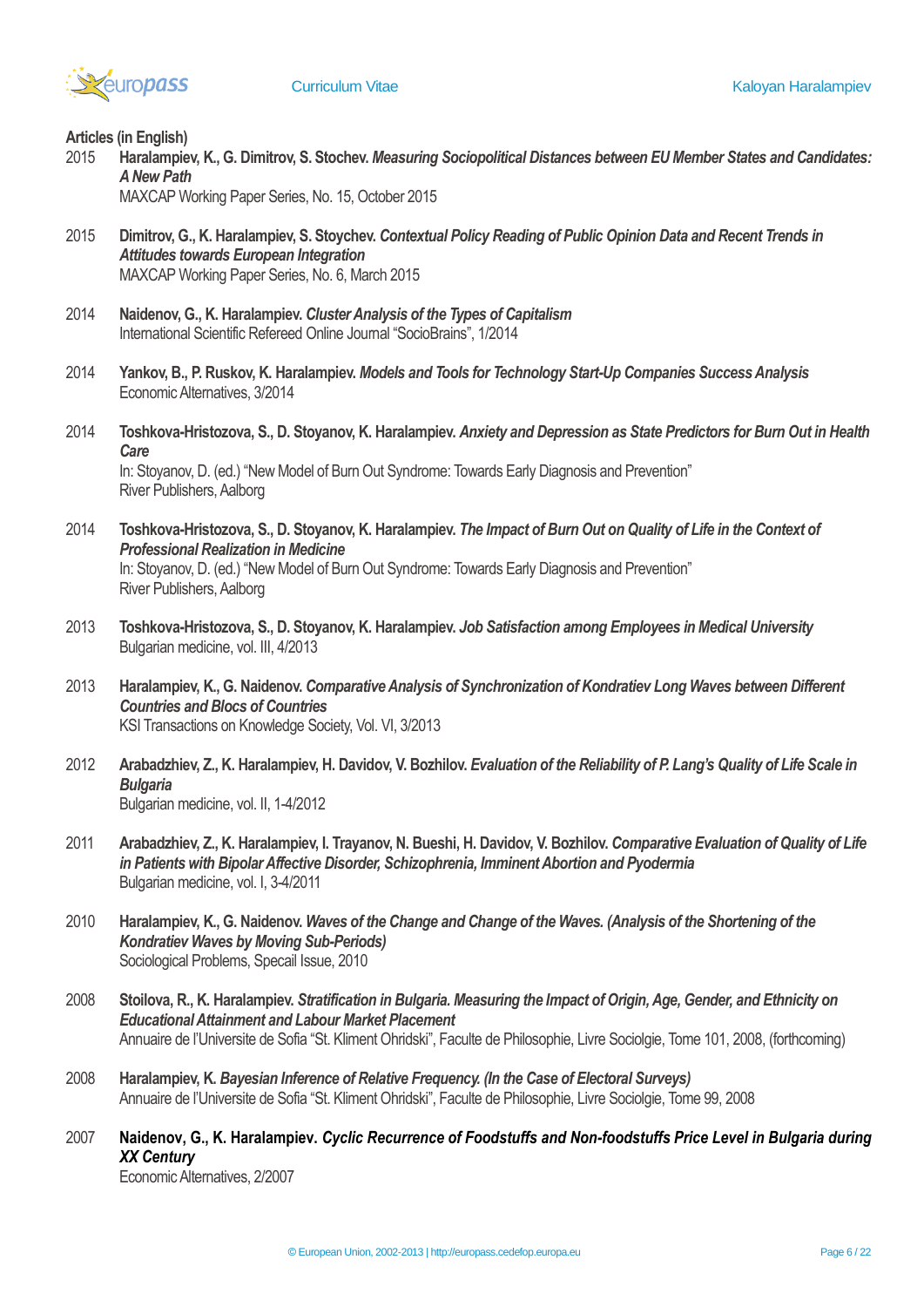**Articles (in English)**

2015 **Haralampiev, K., G. Dimitrov, S. Stochev.** ***Measuring Sociopolitical Distances between EU Member States and Candidates: A New Path***
MAXCAP Working Paper Series, No. 15, October 2015

2015 **Dimitrov, G., K. Haralampiev, S. Stoychev.** ***Contextual Policy Reading of Public Opinion Data and Recent Trends in Attitudes towards European Integration***
MAXCAP Working Paper Series, No. 6, March 2015

2014 **Naidenov, G., K. Haralampiev.** ***Cluster Analysis of the Types of Capitalism***
International Scientific Refereed Online Journal "SocioBrains", 1/2014

2014 **Yankov, B., P. Ruskov, K. Haralampiev.** ***Models and Tools for Technology Start-Up Companies Success Analysis***
Economic Alternatives, 3/2014

2014 **Toshkova-Hristozova, S., D. Stoyanov, K. Haralampiev.** ***Anxiety and Depression as State Predictors for Burn Out in Health Care***
In: Stoyanov, D. (ed.) "New Model of Burn Out Syndrome: Towards Early Diagnosis and Prevention"
River Publishers, Aalborg

2014 **Toshkova-Hristozova, S., D. Stoyanov, K. Haralampiev.** ***The Impact of Burn Out on Quality of Life in the Context of Professional Realization in Medicine***
In: Stoyanov, D. (ed.) "New Model of Burn Out Syndrome: Towards Early Diagnosis and Prevention"
River Publishers, Aalborg

2013 **Toshkova-Hristozova, S., D. Stoyanov, K. Haralampiev.** ***Job Satisfaction among Employees in Medical University***
Bulgarian medicine, vol. III, 4/2013

2013 **Haralampiev, K., G. Naidenov.** ***Comparative Analysis of Synchronization of Kondratiev Long Waves between Different Countries and Blocs of Countries***
KSI Transactions on Knowledge Society, Vol. VI, 3/2013

2012 **Arabadzhiev, Z., K. Haralampiev, H. Davidov, V. Bozhilov.** ***Evaluation of the Reliability of P. Lang's Quality of Life Scale in Bulgaria***
Bulgarian medicine, vol. II, 1-4/2012

2011 **Arabadzhiev, Z., K. Haralampiev, I. Trayanov, N. Bueshi, H. Davidov, V. Bozhilov.** ***Comparative Evaluation of Quality of Life in Patients with Bipolar Affective Disorder, Schizophrenia, Imminent Abortion and Pyodermia***
Bulgarian medicine, vol. I, 3-4/2011

2010 **Haralampiev, K., G. Naidenov.** ***Waves of the Change and Change of the Waves. (Analysis of the Shortening of the Kondratiev Waves by Moving Sub-Periods)***
Sociological Problems, Specail Issue, 2010

2008 **Stoilova, R., K. Haralampiev.** ***Stratification in Bulgaria. Measuring the Impact of Origin, Age, Gender, and Ethnicity on Educational Attainment and Labour Market Placement***
Annuaire de l'Universite de Sofia "St. Kliment Ohridski", Faculte de Philosophie, Livre Sociolgie, Tome 101, 2008, (forthcoming)

2008 **Haralampiev, K.** ***Bayesian Inference of Relative Frequency. (In the Case of Electoral Surveys)***
Annuaire de l'Universite de Sofia "St. Kliment Ohridski", Faculte de Philosophie, Livre Sociolgie, Tome 99, 2008

2007 **Naidenov, G., K. Haralampiev.** ***Cyclic Recurrence of Foodstuffs and Non-foodstuffs Price Level in Bulgaria during XX Century***
Economic Alternatives, 2/2007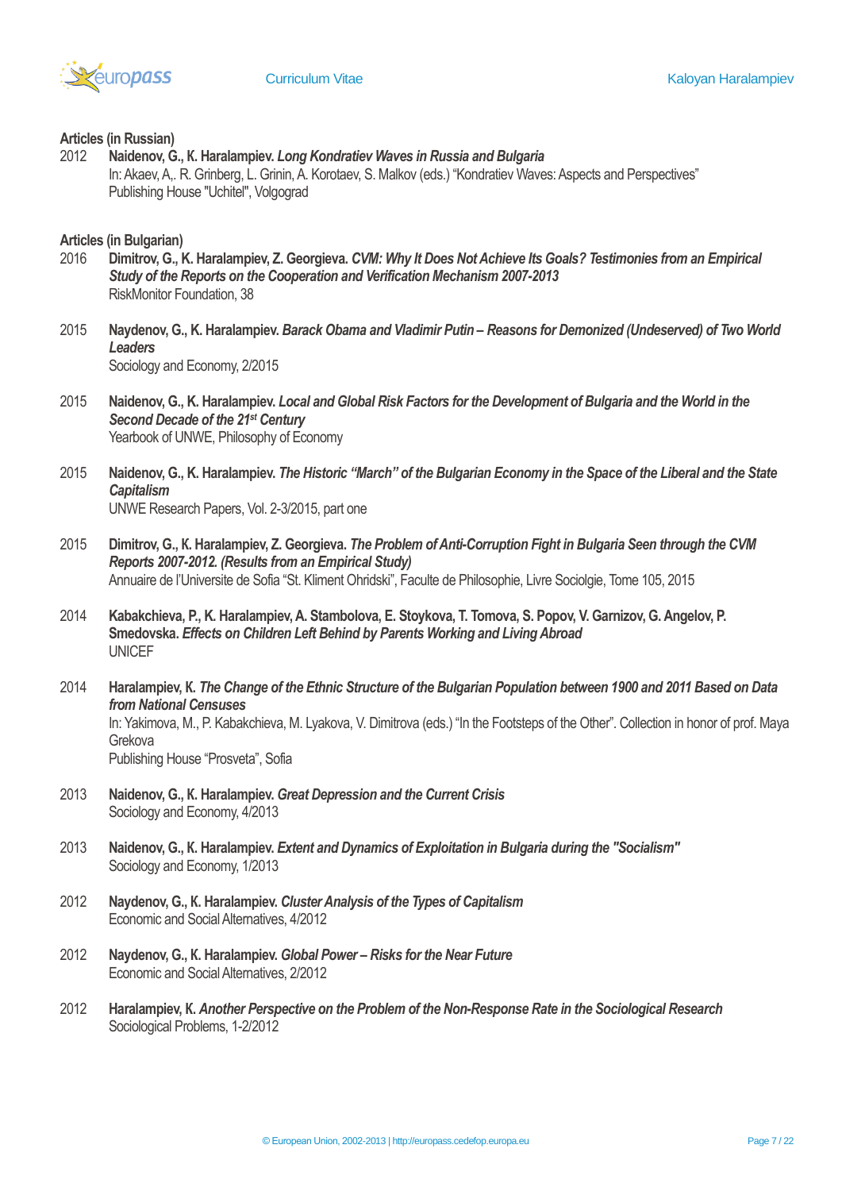**Articles (in Russian)**

2012 **Naidenov, G., K. Haralampiev.** ***Long Kondratiev Waves in Russia and Bulgaria***
In: Akaev, A,. R. Grinberg, L. Grinin, A. Korotaev, S. Malkov (eds.) "Kondratiev Waves: Aspects and Perspectives"
Publishing House "Uchitel", Volgograd

**Articles (in Bulgarian)**

2016 **Dimitrov, G., K. Haralampiev, Z. Georgieva.** ***CVM: Why It Does Not Achieve Its Goals? Testimonies from an Empirical Study of the Reports on the Cooperation and Verification Mechanism 2007-2013***
RiskMonitor Foundation, 38

2015 **Naydenov, G., K. Haralampiev.** ***Barack Obama and Vladimir Putin – Reasons for Demonized (Undeserved) of Two World Leaders***
Sociology and Economy, 2/2015

2015 **Naidenov, G., K. Haralampiev.** ***Local and Global Risk Factors for the Development of Bulgaria and the World in the Second Decade of the 21st Century***
Yearbook of UNWE, Philosophy of Economy

2015 **Naidenov, G., K. Haralampiev.** ***The Historic "March" of the Bulgarian Economy in the Space of the Liberal and the State Capitalism***
UNWE Research Papers, Vol. 2-3/2015, part one

2015 **Dimitrov, G., K. Haralampiev, Z. Georgieva.** ***The Problem of Anti-Corruption Fight in Bulgaria Seen through the CVM Reports 2007-2012. (Results from an Empirical Study)***
Annuaire de l'Universite de Sofia "St. Kliment Ohridski", Faculte de Philosophie, Livre Sociolgie, Tome 105, 2015

2014 **Kabakchieva, P., K. Haralampiev, A. Stambolova, E. Stoykova, T. Tomova, S. Popov, V. Garnizov, G. Angelov, P. Smedovska.** ***Effects on Children Left Behind by Parents Working and Living Abroad***
UNICEF

2014 **Haralampiev, K.** ***The Change of the Ethnic Structure of the Bulgarian Population between 1900 and 2011 Based on Data from National Censuses***
In: Yakimova, M., P. Kabakchieva, M. Lyakova, V. Dimitrova (eds.) "In the Footsteps of the Other". Collection in honor of prof. Maya Grekova
Publishing House "Prosveta", Sofia

2013 **Naidenov, G., K. Haralampiev.** ***Great Depression and the Current Crisis***
Sociology and Economy, 4/2013

2013 **Naidenov, G., K. Haralampiev.** ***Extent and Dynamics of Exploitation in Bulgaria during the "Socialism"***
Sociology and Economy, 1/2013

2012 **Naydenov, G., K. Haralampiev.** ***Cluster Analysis of the Types of Capitalism***
Economic and Social Alternatives, 4/2012

2012 **Naydenov, G., K. Haralampiev.** ***Global Power – Risks for the Near Future***
Economic and Social Alternatives, 2/2012

2012 **Haralampiev, K.** ***Another Perspective on the Problem of the Non-Response Rate in the Sociological Research***
Sociological Problems, 1-2/2012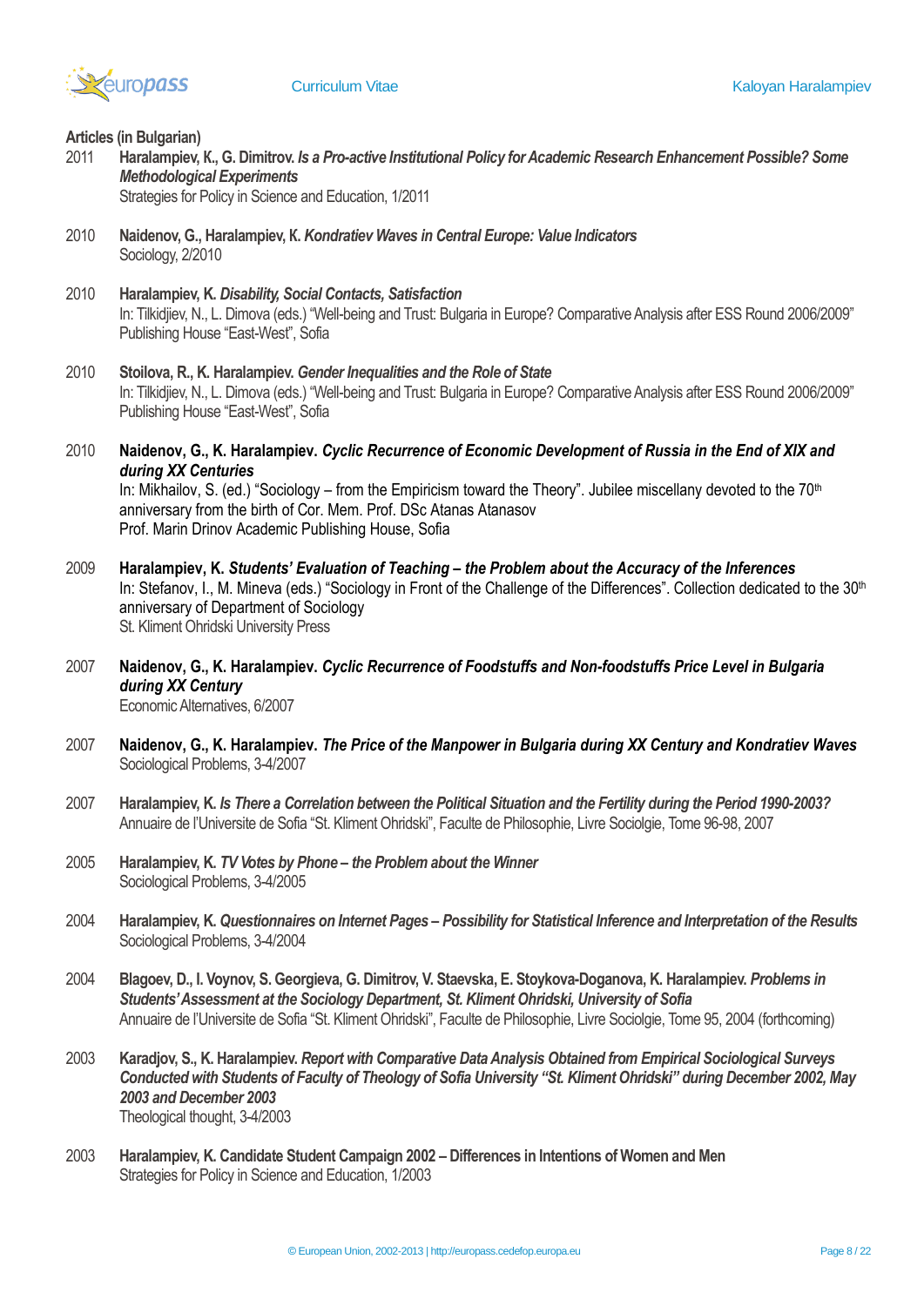**Articles (in Bulgarian)**

2011 **Haralampiev, K., G. Dimitrov.** ***Is a Pro-active Institutional Policy for Academic Research Enhancement Possible? Some Methodological Experiments***
Strategies for Policy in Science and Education, 1/2011

2010 **Naidenov, G., Haralampiev, K.** ***Kondratiev Waves in Central Europe: Value Indicators***
Sociology, 2/2010

2010 **Haralampiev, K.** ***Disability, Social Contacts, Satisfaction***
In: Tilkidjiev, N., L. Dimova (eds.) "Well-being and Trust: Bulgaria in Europe? Comparative Analysis after ESS Round 2006/2009"
Publishing House "East-West", Sofia

2010 **Stoilova, R., K. Haralampiev.** ***Gender Inequalities and the Role of State***
In: Tilkidjiev, N., L. Dimova (eds.) "Well-being and Trust: Bulgaria in Europe? Comparative Analysis after ESS Round 2006/2009"
Publishing House "East-West", Sofia

2010 **Naidenov, G., K. Haralampiev.** ***Cyclic Recurrence of Economic Development of Russia in the End of XIX and during XX Centuries***
In: Mikhailov, S. (ed.) "Sociology – from the Empiricism toward the Theory". Jubilee miscellany devoted to the 70th anniversary from the birth of Cor. Mem. Prof. DSc Atanas Atanasov
Prof. Marin Drinov Academic Publishing House, Sofia

2009 **Haralampiev, K.** ***Students' Evaluation of Teaching – the Problem about the Accuracy of the Inferences***
In: Stefanov, I., M. Mineva (eds.) "Sociology in Front of the Challenge of the Differences". Collection dedicated to the 30th anniversary of Department of Sociology
St. Kliment Ohridski University Press

2007 **Naidenov, G., K. Haralampiev.** ***Cyclic Recurrence of Foodstuffs and Non-foodstuffs Price Level in Bulgaria during XX Century***
Economic Alternatives, 6/2007

2007 **Naidenov, G., K. Haralampiev.** ***The Price of the Manpower in Bulgaria during XX Century and Kondratiev Waves***
Sociological Problems, 3-4/2007

2007 **Haralampiev, K.** ***Is There a Correlation between the Political Situation and the Fertility during the Period 1990-2003?***
Annuaire de l'Universite de Sofia "St. Kliment Ohridski", Faculte de Philosophie, Livre Sociolgie, Tome 96-98, 2007

2005 **Haralampiev, K.** ***TV Votes by Phone – the Problem about the Winner***
Sociological Problems, 3-4/2005

2004 **Haralampiev, K.** ***Questionnaires on Internet Pages – Possibility for Statistical Inference and Interpretation of the Results***
Sociological Problems, 3-4/2004

2004 **Blagoev, D., I. Voynov, S. Georgieva, G. Dimitrov, V. Staevska, E. Stoykova-Doganova, K. Haralampiev.** ***Problems in Students' Assessment at the Sociology Department, St. Kliment Ohridski, University of Sofia***
Annuaire de l'Universite de Sofia "St. Kliment Ohridski", Faculte de Philosophie, Livre Sociolgie, Tome 95, 2004 (forthcoming)

2003 **Karadjov, S., K. Haralampiev.** ***Report with Comparative Data Analysis Obtained from Empirical Sociological Surveys Conducted with Students of Faculty of Theology of Sofia University "St. Kliment Ohridski" during December 2002, May 2003 and December 2003***
Theological thought, 3-4/2003

2003 **Haralampiev, K. Candidate Student Campaign 2002 – Differences in Intentions of Women and Men**
Strategies for Policy in Science and Education, 1/2003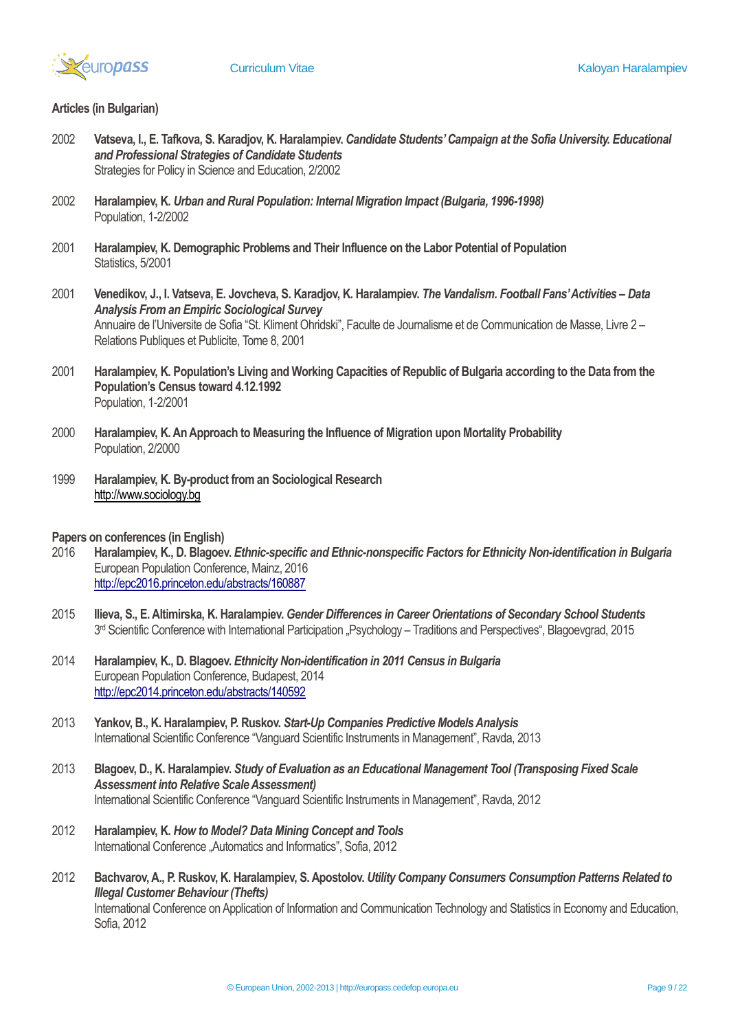**Articles (in Bulgarian)**

2002 **Vatseva, I., E. Tafkova, S. Karadjov, K. Haralampiev.** ***Candidate Students' Campaign at the Sofia University. Educational and Professional Strategies of Candidate Students***
Strategies for Policy in Science and Education, 2/2002

2002 **Haralampiev, K.** ***Urban and Rural Population: Internal Migration Impact (Bulgaria, 1996-1998)***
Population, 1-2/2002

2001 **Haralampiev, K. Demographic Problems and Their Influence on the Labor Potential of Population**
Statistics, 5/2001

2001 **Venedikov, J., I. Vatseva, E. Jovcheva, S. Karadjov, K. Haralampiev.** ***The Vandalism. Football Fans' Activities – Data Analysis From an Empiric Sociological Survey***
Annuaire de l'Universite de Sofia "St. Kliment Ohridski", Faculte de Journalisme et de Communication de Masse, Livre 2 – Relations Publiques et Publicite, Tome 8, 2001

2001 **Haralampiev, K. Population's Living and Working Capacities of Republic of Bulgaria according to the Data from the Population's Census toward 4.12.1992**
Population, 1-2/2001

2000 **Haralampiev, K. An Approach to Measuring the Influence of Migration upon Mortality Probability**
Population, 2/2000

1999 **Haralampiev, K. By-product from an Sociological Research**
http://www.sociology.bg

**Papers on conferences (in English)**

2016 **Haralampiev, K., D. Blagoev.** ***Ethnic-specific and Ethnic-nonspecific Factors for Ethnicity Non-identification in Bulgaria***
European Population Conference, Mainz, 2016
http://epc2016.princeton.edu/abstracts/160887

2015 **Ilieva, S., E. Altimirska, K. Haralampiev.** ***Gender Differences in Career Orientations of Secondary School Students***
3rd Scientific Conference with International Participation „Psychology – Traditions and Perspectives", Blagoevgrad, 2015

2014 **Haralampiev, K., D. Blagoev.** ***Ethnicity Non-identification in 2011 Census in Bulgaria***
European Population Conference, Budapest, 2014
http://epc2014.princeton.edu/abstracts/140592

2013 **Yankov, B., K. Haralampiev, P. Ruskov.** ***Start-Up Companies Predictive Models Analysis***
International Scientific Conference "Vanguard Scientific Instruments in Management", Ravda, 2013

2013 **Blagoev, D., K. Haralampiev.** ***Study of Evaluation as an Educational Management Tool (Transposing Fixed Scale Assessment into Relative Scale Assessment)***
International Scientific Conference "Vanguard Scientific Instruments in Management", Ravda, 2012

2012 **Haralampiev, K.** ***How to Model? Data Mining Concept and Tools***
International Conference „Automatics and Informatics", Sofia, 2012

2012 **Bachvarov, A., P. Ruskov, K. Haralampiev, S. Apostolov.** ***Utility Company Consumers Consumption Patterns Related to Illegal Customer Behaviour (Thefts)***
International Conference on Application of Information and Communication Technology and Statistics in Economy and Education, Sofia, 2012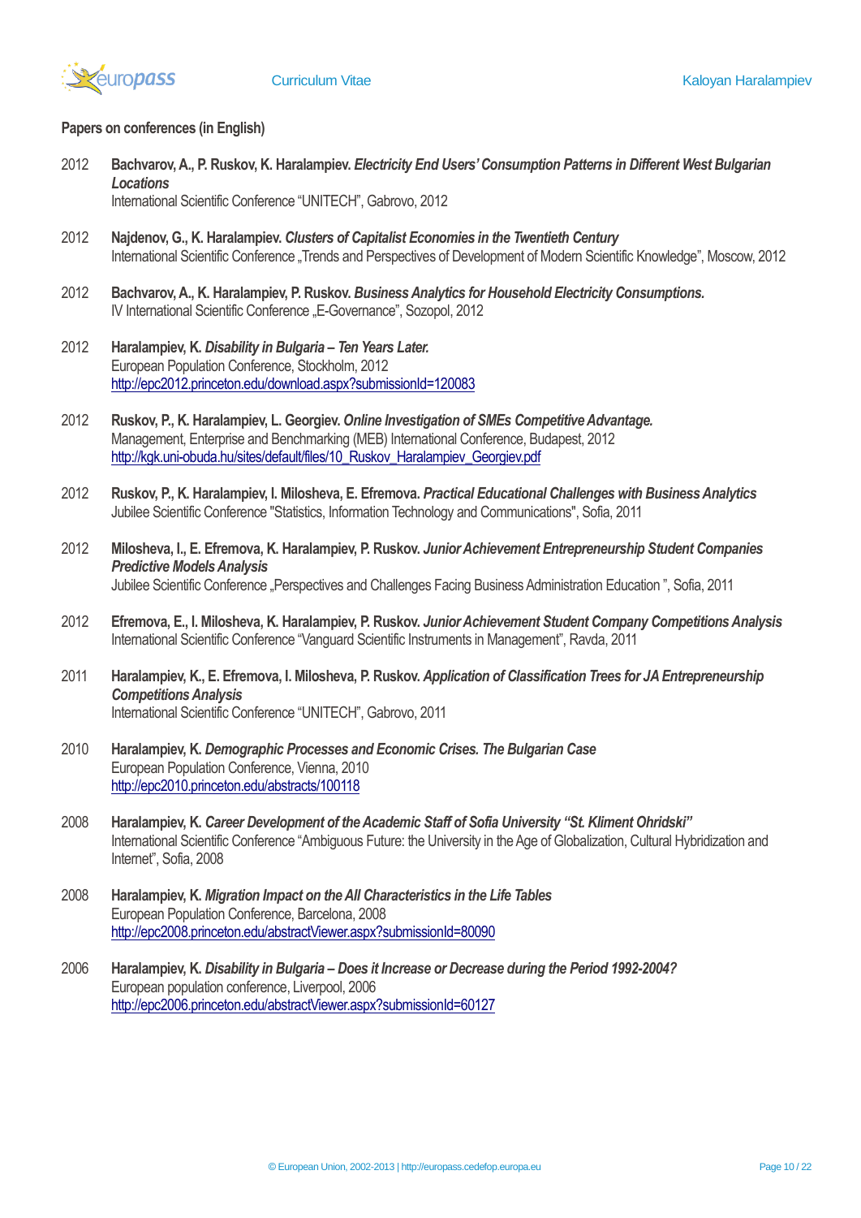### Papers on conferences (in English)

2012 **Bachvarov, A., P. Ruskov, K. Haralampiev. *Electricity End Users' Consumption Patterns in Different West Bulgarian Locations***
International Scientific Conference "UNITECH", Gabrovo, 2012

2012 **Najdenov, G., K. Haralampiev. *Clusters of Capitalist Economies in the Twentieth Century***
International Scientific Conference „Trends and Perspectives of Development of Modern Scientific Knowledge", Moscow, 2012

2012 **Bachvarov, A., K. Haralampiev, P. Ruskov. *Business Analytics for Household Electricity Consumptions.***
IV International Scientific Conference „E-Governance", Sozopol, 2012

2012 **Haralampiev, K. *Disability in Bulgaria – Ten Years Later.***
European Population Conference, Stockholm, 2012
http://epc2012.princeton.edu/download.aspx?submissionId=120083

2012 **Ruskov, P., K. Haralampiev, L. Georgiev. *Online Investigation of SMEs Competitive Advantage.***
Management, Enterprise and Benchmarking (MEB) International Conference, Budapest, 2012
http://kgk.uni-obuda.hu/sites/default/files/10_Ruskov_Haralampiev_Georgiev.pdf

2012 **Ruskov, P., K. Haralampiev, I. Milosheva, E. Efremova. *Practical Educational Challenges with Business Analytics***
Jubilee Scientific Conference "Statistics, Information Technology and Communications", Sofia, 2011

2012 **Milosheva, I., E. Efremova, K. Haralampiev, P. Ruskov. *Junior Achievement Entrepreneurship Student Companies Predictive Models Analysis***
Jubilee Scientific Conference „Perspectives and Challenges Facing Business Administration Education ", Sofia, 2011

2012 **Efremova, E., I. Milosheva, K. Haralampiev, P. Ruskov. *Junior Achievement Student Company Competitions Analysis***
International Scientific Conference "Vanguard Scientific Instruments in Management", Ravda, 2011

2011 **Haralampiev, K., E. Efremova, I. Milosheva, P. Ruskov. *Application of Classification Trees for JA Entrepreneurship Competitions Analysis***
International Scientific Conference "UNITECH", Gabrovo, 2011

2010 **Haralampiev, K. *Demographic Processes and Economic Crises. The Bulgarian Case***
European Population Conference, Vienna, 2010
http://epc2010.princeton.edu/abstracts/100118

2008 **Haralampiev, K. *Career Development of the Academic Staff of Sofia University "St. Kliment Ohridski"***
International Scientific Conference "Ambiguous Future: the University in the Age of Globalization, Cultural Hybridization and Internet", Sofia, 2008

2008 **Haralampiev, K. *Migration Impact on the All Characteristics in the Life Tables***
European Population Conference, Barcelona, 2008
http://epc2008.princeton.edu/abstractViewer.aspx?submissionId=80090

2006 **Haralampiev, K. *Disability in Bulgaria – Does it Increase or Decrease during the Period 1992-2004?***
European population conference, Liverpool, 2006
http://epc2006.princeton.edu/abstractViewer.aspx?submissionId=60127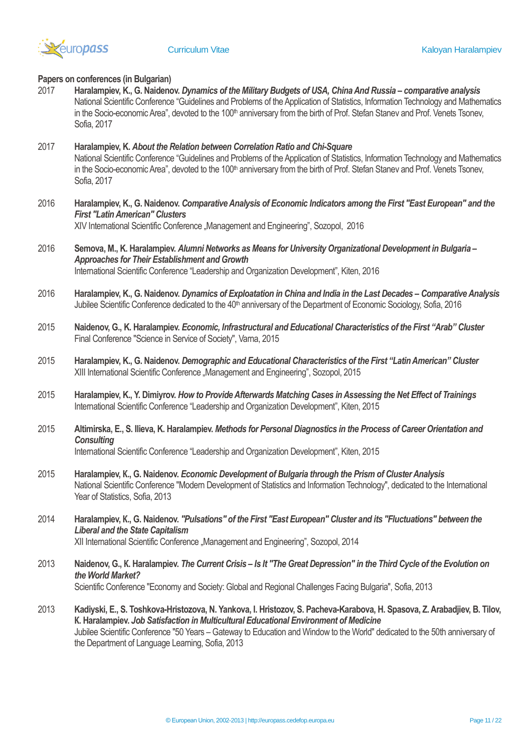**Papers on conferences (in Bulgarian)**

2017 **Haralampiev, K., G. Naidenov.** ***Dynamics of the Military Budgets of USA, China And Russia – comparative analysis***
National Scientific Conference "Guidelines and Problems of the Application of Statistics, Information Technology and Mathematics in the Socio-economic Area", devoted to the 100th anniversary from the birth of Prof. Stefan Stanev and Prof. Venets Tsonev, Sofia, 2017

2017 **Haralampiev, K.** ***About the Relation between Correlation Ratio and Chi-Square***
National Scientific Conference "Guidelines and Problems of the Application of Statistics, Information Technology and Mathematics in the Socio-economic Area", devoted to the 100th anniversary from the birth of Prof. Stefan Stanev and Prof. Venets Tsonev, Sofia, 2017

2016 **Haralampiev, K., G. Naidenov.** ***Comparative Analysis of Economic Indicators among the First "East European" and the First "Latin American" Clusters***
XIV International Scientific Conference „Management and Engineering", Sozopol, 2016

2016 **Semova, M., K. Haralampiev.** ***Alumni Networks as Means for University Organizational Development in Bulgaria – Approaches for Their Establishment and Growth***
International Scientific Conference "Leadership and Organization Development", Kiten, 2016

2016 **Haralampiev, K., G. Naidenov.** ***Dynamics of Exploatation in China and India in the Last Decades – Comparative Analysis***
Jubilee Scientific Conference dedicated to the 40th anniversary of the Department of Economic Sociology, Sofia, 2016

2015 **Naidenov, G., K. Haralampiev.** ***Economic, Infrastructural and Educational Characteristics of the First "Arab" Cluster***
Final Conference "Science in Service of Society", Varna, 2015

2015 **Haralampiev, K., G. Naidenov.** ***Demographic and Educational Characteristics of the First "Latin American" Cluster***
XIII International Scientific Conference „Management and Engineering", Sozopol, 2015

2015 **Haralampiev, K., Y. Dimiyrov.** ***How to Provide Afterwards Matching Cases in Assessing the Net Effect of Trainings***
International Scientific Conference "Leadership and Organization Development", Kiten, 2015

2015 **Altimirska, E., S. Ilieva, K. Haralampiev.** ***Methods for Personal Diagnostics in the Process of Career Orientation and Consulting***
International Scientific Conference "Leadership and Organization Development", Kiten, 2015

2015 **Haralampiev, K., G. Naidenov.** ***Economic Development of Bulgaria through the Prism of Cluster Analysis***
National Scientific Conference "Modern Development of Statistics and Information Technology", dedicated to the International Year of Statistics, Sofia, 2013

2014 **Haralampiev, K., G. Naidenov.** ***"Pulsations" of the First "East European" Cluster and its "Fluctuations" between the Liberal and the State Capitalism***
XII International Scientific Conference „Management and Engineering", Sozopol, 2014

2013 **Naidenov, G., K. Haralampiev.** ***The Current Crisis – Is It "The Great Depression" in the Third Cycle of the Evolution on the World Market?***
Scientific Conference "Economy and Society: Global and Regional Challenges Facing Bulgaria", Sofia, 2013

2013 **Kadiyski, E., S. Toshkova-Hristozova, N. Yankova, I. Hristozov, S. Pacheva-Karabova, H. Spasova, Z. Arabadjiev, B. Tilov, K. Haralampiev.** ***Job Satisfaction in Multicultural Educational Environment of Medicine***
Jubilee Scientific Conference "50 Years – Gateway to Education and Window to the World" dedicated to the 50th anniversary of the Department of Language Learning, Sofia, 2013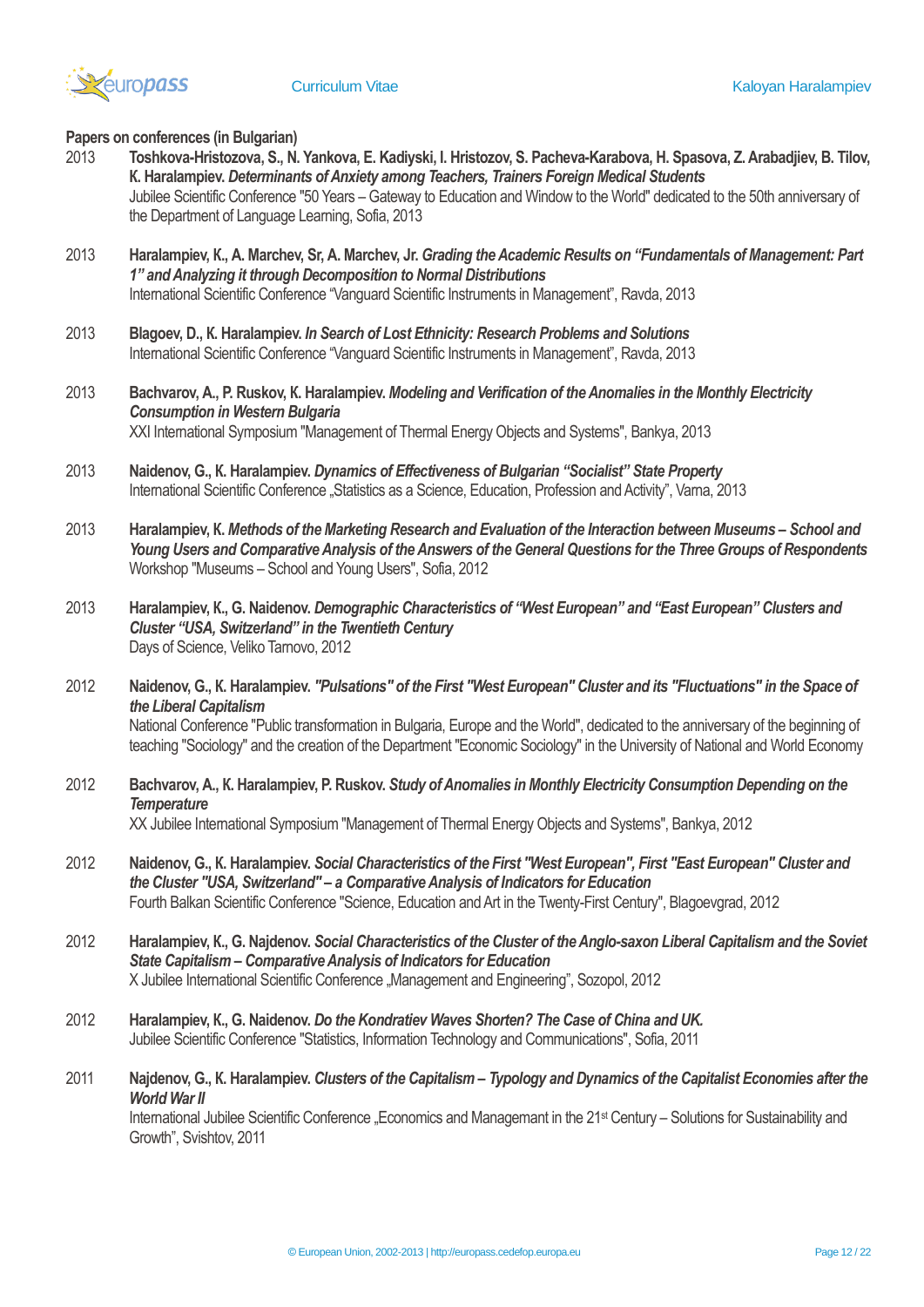**Papers on conferences (in Bulgarian)**

2013 **Toshkova-Hristozova, S., N. Yankova, E. Kadiyski, I. Hristozov, S. Pacheva-Karabova, H. Spasova, Z. Arabadjiev, B. Tilov, K. Haralampiev.** ***Determinants of Anxiety among Teachers, Trainers Foreign Medical Students***
Jubilee Scientific Conference "50 Years – Gateway to Education and Window to the World" dedicated to the 50th anniversary of the Department of Language Learning, Sofia, 2013

2013 **Haralampiev, K., A. Marchev, Sr, A. Marchev, Jr.** ***Grading the Academic Results on "Fundamentals of Management: Part 1" and Analyzing it through Decomposition to Normal Distributions***
International Scientific Conference "Vanguard Scientific Instruments in Management", Ravda, 2013

2013 **Blagoev, D., K. Haralampiev.** ***In Search of Lost Ethnicity: Research Problems and Solutions***
International Scientific Conference "Vanguard Scientific Instruments in Management", Ravda, 2013

2013 **Bachvarov, A., P. Ruskov, K. Haralampiev.** ***Modeling and Verification of the Anomalies in the Monthly Electricity Consumption in Western Bulgaria***
XXI International Symposium "Management of Thermal Energy Objects and Systems", Bankya, 2013

2013 **Naidenov, G., K. Haralampiev.** ***Dynamics of Effectiveness of Bulgarian "Socialist" State Property***
International Scientific Conference „Statistics as a Science, Education, Profession and Activity", Varna, 2013

2013 **Haralampiev, K.** ***Methods of the Marketing Research and Evaluation of the Interaction between Museums – School and Young Users and Comparative Analysis of the Answers of the General Questions for the Three Groups of Respondents***
Workshop "Museums – School and Young Users", Sofia, 2012

2013 **Haralampiev, K., G. Naidenov.** ***Demographic Characteristics of "West European" and "East European" Clusters and Cluster "USA, Switzerland" in the Twentieth Century***
Days of Science, Veliko Tarnovo, 2012

2012 **Naidenov, G., K. Haralampiev.** ***"Pulsations" of the First "West European" Cluster and its "Fluctuations" in the Space of the Liberal Capitalism***
National Conference "Public transformation in Bulgaria, Europe and the World", dedicated to the anniversary of the beginning of teaching "Sociology" and the creation of the Department "Economic Sociology" in the University of National and World Economy

2012 **Bachvarov, A., K. Haralampiev, P. Ruskov.** ***Study of Anomalies in Monthly Electricity Consumption Depending on the Temperature***
XX Jubilee International Symposium "Management of Thermal Energy Objects and Systems", Bankya, 2012

2012 **Naidenov, G., K. Haralampiev.** ***Social Characteristics of the First "West European", First "East European" Cluster and the Cluster "USA, Switzerland" – a Comparative Analysis of Indicators for Education***
Fourth Balkan Scientific Conference "Science, Education and Art in the Twenty-First Century", Blagoevgrad, 2012

2012 **Haralampiev, K., G. Najdenov.** ***Social Characteristics of the Cluster of the Anglo-saxon Liberal Capitalism and the Soviet State Capitalism – Comparative Analysis of Indicators for Education***
X Jubilee International Scientific Conference „Management and Engineering", Sozopol, 2012

2012 **Haralampiev, K., G. Naidenov.** ***Do the Kondratiev Waves Shorten? The Case of China and UK.***
Jubilee Scientific Conference "Statistics, Information Technology and Communications", Sofia, 2011

2011 **Najdenov, G., K. Haralampiev.** ***Clusters of the Capitalism – Typology and Dynamics of the Capitalist Economies after the World War II***
International Jubilee Scientific Conference „Economics and Managemant in the 21st Century – Solutions for Sustainability and Growth", Svishtov, 2011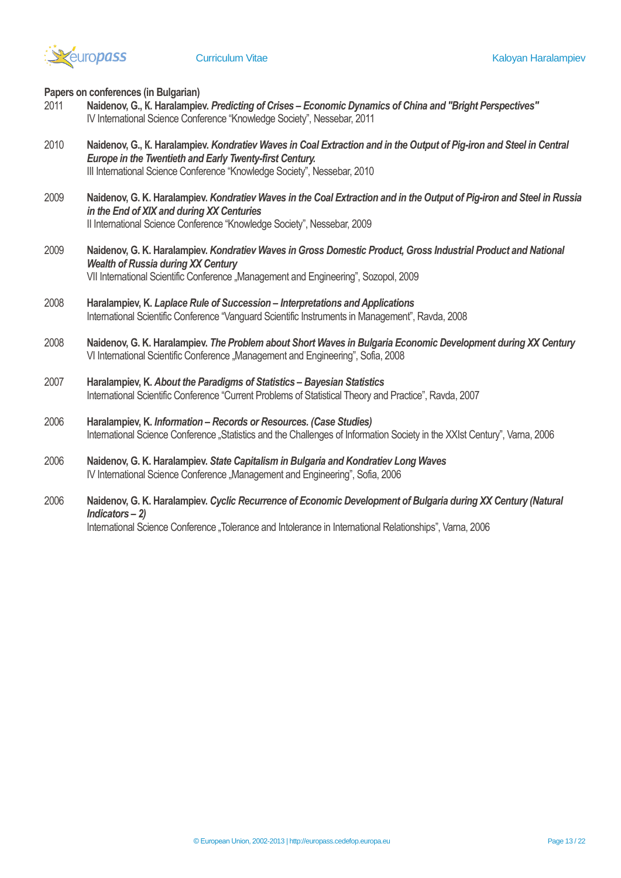**Papers on conferences (in Bulgarian)**

2011 **Naidenov, G., K. Haralampiev.** ***Predicting of Crises – Economic Dynamics of China and "Bright Perspectives"***
IV International Science Conference "Knowledge Society", Nessebar, 2011

2010 **Naidenov, G., K. Haralampiev.** ***Kondratiev Waves in Coal Extraction and in the Output of Pig-iron and Steel in Central Europe in the Twentieth and Early Twenty-first Century.***
III International Science Conference "Knowledge Society", Nessebar, 2010

2009 **Naidenov, G. K. Haralampiev.** ***Kondratiev Waves in the Coal Extraction and in the Output of Pig-iron and Steel in Russia in the End of XIX and during XX Centuries***
II International Science Conference "Knowledge Society", Nessebar, 2009

2009 **Naidenov, G. K. Haralampiev.** ***Kondratiev Waves in Gross Domestic Product, Gross Industrial Product and National Wealth of Russia during XX Century***
VII International Scientific Conference „Management and Engineering", Sozopol, 2009

2008 **Haralampiev, K.** ***Laplace Rule of Succession – Interpretations and Applications***
International Scientific Conference "Vanguard Scientific Instruments in Management", Ravda, 2008

2008 **Naidenov, G. K. Haralampiev.** ***The Problem about Short Waves in Bulgaria Economic Development during XX Century***
VI International Scientific Conference „Management and Engineering", Sofia, 2008

2007 **Haralampiev, K.** ***About the Paradigms of Statistics – Bayesian Statistics***
International Scientific Conference "Current Problems of Statistical Theory and Practice", Ravda, 2007

2006 **Haralampiev, K.** ***Information – Records or Resources. (Case Studies)***
International Science Conference „Statistics and the Challenges of Information Society in the XXIst Century", Varna, 2006

2006 **Naidenov, G. K. Haralampiev.** ***State Capitalism in Bulgaria and Kondratiev Long Waves***
IV International Science Conference „Management and Engineering", Sofia, 2006

2006 **Naidenov, G. K. Haralampiev.** ***Cyclic Recurrence of Economic Development of Bulgaria during XX Century (Natural Indicators – 2)***
International Science Conference „Tolerance and Intolerance in International Relationships", Varna, 2006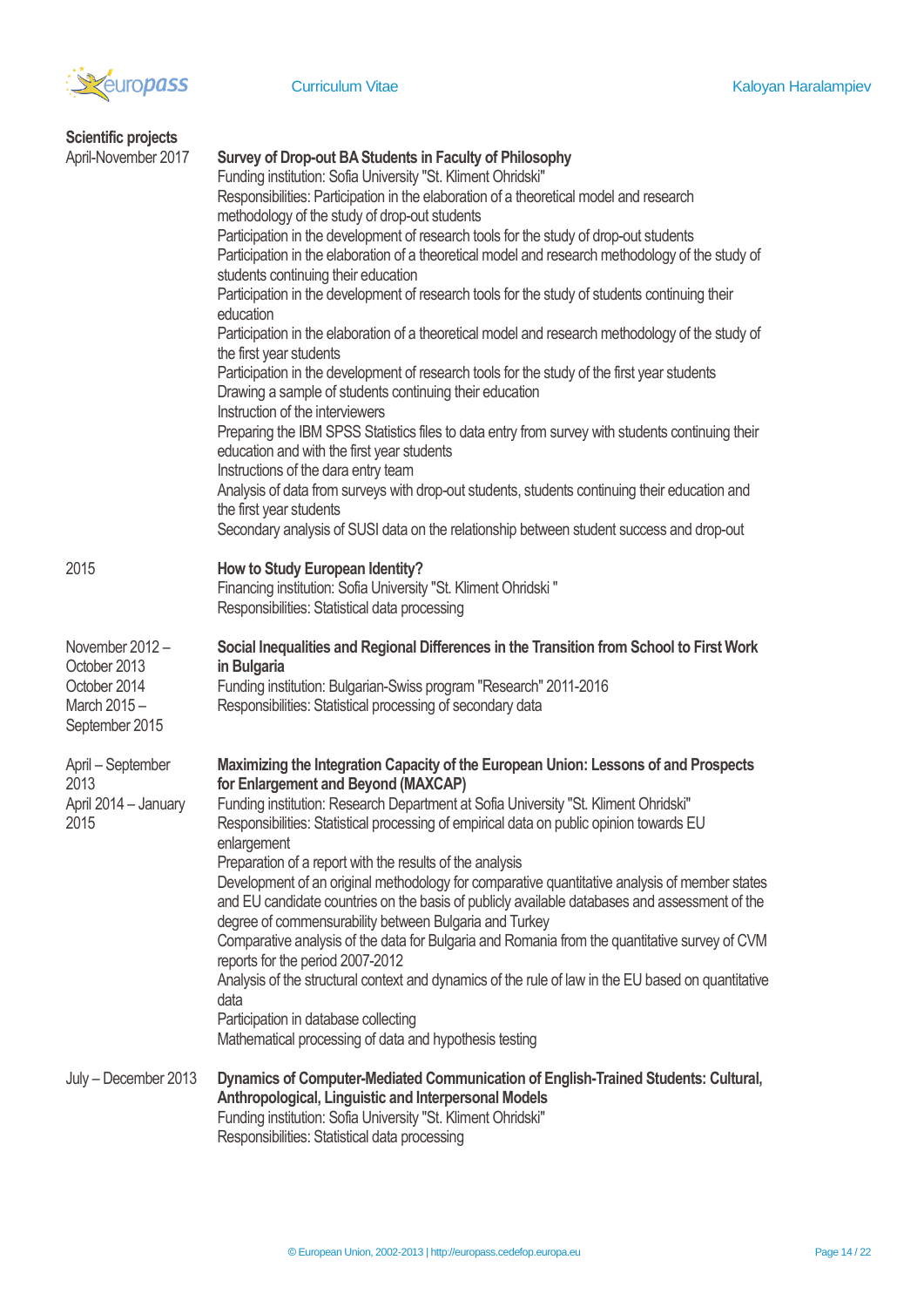## Scientific projects

**April-November 2017**

**Survey of Drop-out BA Students in Faculty of Philosophy**
Funding institution: Sofia University "St. Kliment Ohridski"
Responsibilities: Participation in the elaboration of a theoretical model and research methodology of the study of drop-out students
Participation in the development of research tools for the study of drop-out students
Participation in the elaboration of a theoretical model and research methodology of the study of students continuing their education
Participation in the development of research tools for the study of students continuing their education
Participation in the elaboration of a theoretical model and research methodology of the study of the first year students
Participation in the development of research tools for the study of the first year students
Drawing a sample of students continuing their education
Instruction of the interviewers
Preparing the IBM SPSS Statistics files to data entry from survey with students continuing their education and with the first year students
Instructions of the dara entry team
Analysis of data from surveys with drop-out students, students continuing their education and the first year students
Secondary analysis of SUSI data on the relationship between student success and drop-out

**2015**

**How to Study European Identity?**
Financing institution: Sofia University "St. Kliment Ohridski "
Responsibilities: Statistical data processing

**November 2012 – October 2013**
**October 2014**
**March 2015 – September 2015**

**Social Inequalities and Regional Differences in the Transition from School to First Work in Bulgaria**
Funding institution: Bulgarian-Swiss program "Research" 2011-2016
Responsibilities: Statistical processing of secondary data

**April – September 2013**
**April 2014 – January 2015**

**Maximizing the Integration Capacity of the European Union: Lessons of and Prospects for Enlargement and Beyond (MAXCAP)**
Funding institution: Research Department at Sofia University "St. Kliment Ohridski"
Responsibilities: Statistical processing of empirical data on public opinion towards EU enlargement
Preparation of a report with the results of the analysis
Development of an original methodology for comparative quantitative analysis of member states and EU candidate countries on the basis of publicly available databases and assessment of the degree of commensurability between Bulgaria and Turkey
Comparative analysis of the data for Bulgaria and Romania from the quantitative survey of CVM reports for the period 2007-2012
Analysis of the structural context and dynamics of the rule of law in the EU based on quantitative data
Participation in database collecting
Mathematical processing of data and hypothesis testing

**July – December 2013**

**Dynamics of Computer-Mediated Communication of English-Trained Students: Cultural, Anthropological, Linguistic and Interpersonal Models**
Funding institution: Sofia University "St. Kliment Ohridski"
Responsibilities: Statistical data processing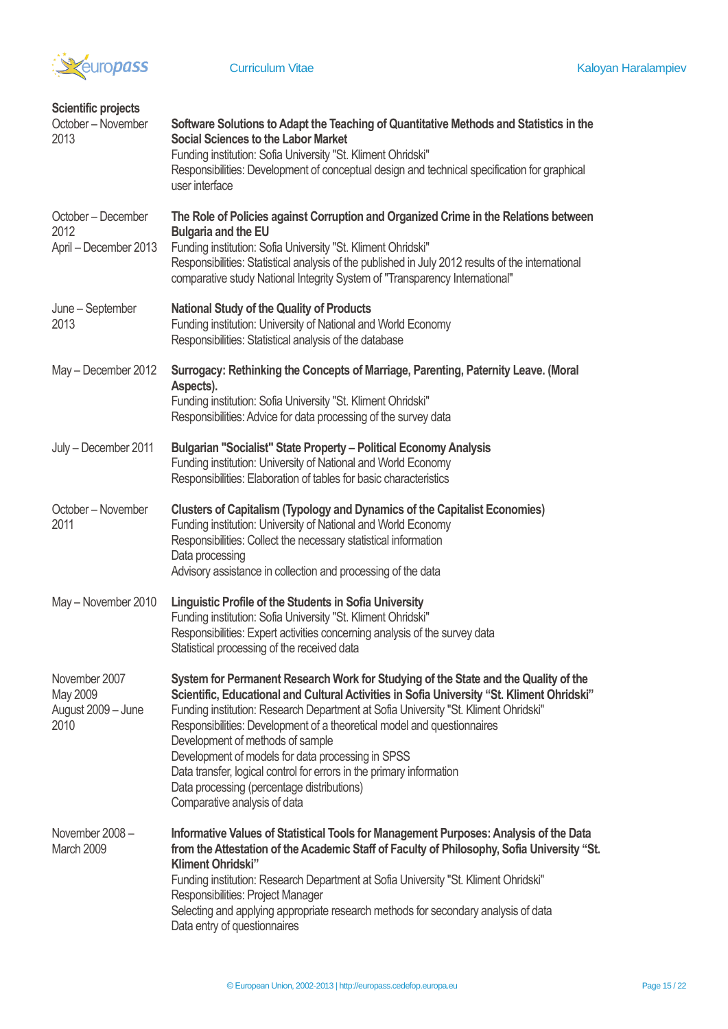### Scientific projects

| | |
|---|---|
| October – November 2013 | **Software Solutions to Adapt the Teaching of Quantitative Methods and Statistics in the Social Sciences to the Labor Market**<br>Funding institution: Sofia University "St. Kliment Ohridski"<br>Responsibilities: Development of conceptual design and technical specification for graphical user interface |
| October – December 2012<br>April – December 2013 | **The Role of Policies against Corruption and Organized Crime in the Relations between Bulgaria and the EU**<br>Funding institution: Sofia University "St. Kliment Ohridski"<br>Responsibilities: Statistical analysis of the published in July 2012 results of the international comparative study National Integrity System of "Transparency International" |
| June – September 2013 | **National Study of the Quality of Products**<br>Funding institution: University of National and World Economy<br>Responsibilities: Statistical analysis of the database |
| May – December 2012 | **Surrogacy: Rethinking the Concepts of Marriage, Parenting, Paternity Leave. (Moral Aspects).**<br>Funding institution: Sofia University "St. Kliment Ohridski"<br>Responsibilities: Advice for data processing of the survey data |
| July – December 2011 | **Bulgarian "Socialist" State Property – Political Economy Analysis**<br>Funding institution: University of National and World Economy<br>Responsibilities: Elaboration of tables for basic characteristics |
| October – November 2011 | **Clusters of Capitalism (Typology and Dynamics of the Capitalist Economies)**<br>Funding institution: University of National and World Economy<br>Responsibilities: Collect the necessary statistical information<br>Data processing<br>Advisory assistance in collection and processing of the data |
| May – November 2010 | **Linguistic Profile of the Students in Sofia University**<br>Funding institution: Sofia University "St. Kliment Ohridski"<br>Responsibilities: Expert activities concerning analysis of the survey data<br>Statistical processing of the received data |
| November 2007<br>May 2009<br>August 2009 – June 2010 | **System for Permanent Research Work for Studying of the State and the Quality of the Scientific, Educational and Cultural Activities in Sofia University "St. Kliment Ohridski"**<br>Funding institution: Research Department at Sofia University "St. Kliment Ohridski"<br>Responsibilities: Development of a theoretical model and questionnaires<br>Development of methods of sample<br>Development of models for data processing in SPSS<br>Data transfer, logical control for errors in the primary information<br>Data processing (percentage distributions)<br>Comparative analysis of data |
| November 2008 – March 2009 | **Informative Values of Statistical Tools for Management Purposes: Analysis of the Data from the Attestation of the Academic Staff of Faculty of Philosophy, Sofia University "St. Kliment Ohridski"**<br>Funding institution: Research Department at Sofia University "St. Kliment Ohridski"<br>Responsibilities: Project Manager<br>Selecting and applying appropriate research methods for secondary analysis of data<br>Data entry of questionnaires |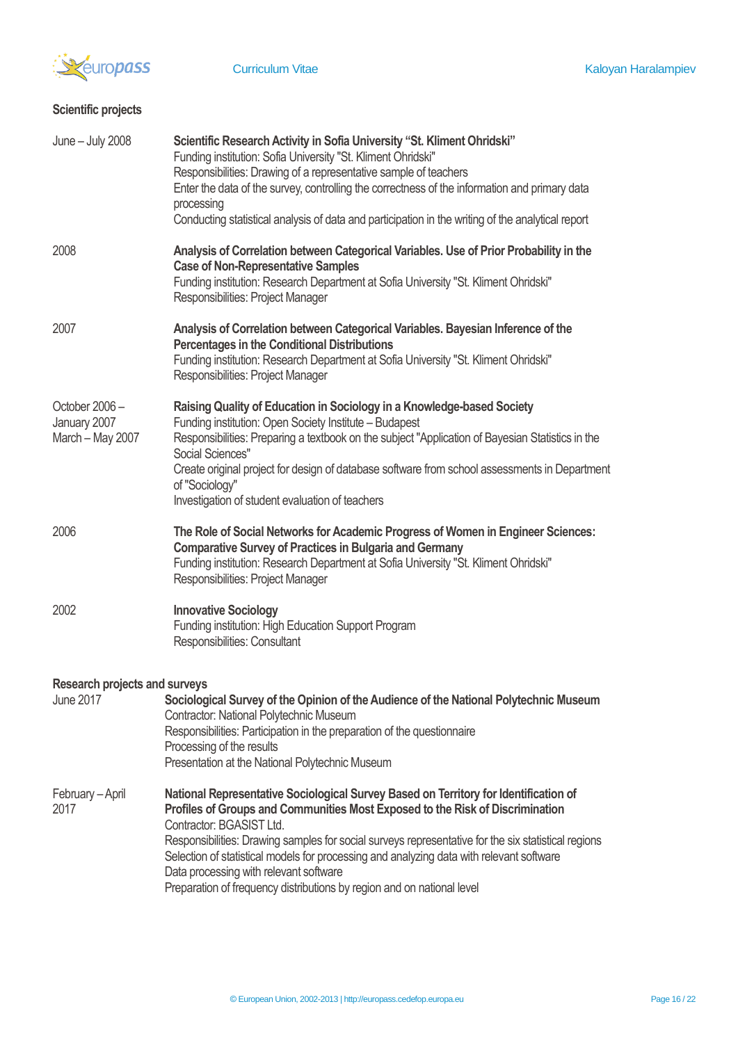### Scientific projects

**June – July 2008**

**Scientific Research Activity in Sofia University "St. Kliment Ohridski"**
Funding institution: Sofia University "St. Kliment Ohridski"
Responsibilities: Drawing of a representative sample of teachers
Enter the data of the survey, controlling the correctness of the information and primary data processing
Conducting statistical analysis of data and participation in the writing of the analytical report

**2008**

**Analysis of Correlation between Categorical Variables. Use of Prior Probability in the Case of Non-Representative Samples**
Funding institution: Research Department at Sofia University "St. Kliment Ohridski"
Responsibilities: Project Manager

**2007**

**Analysis of Correlation between Categorical Variables. Bayesian Inference of the Percentages in the Conditional Distributions**
Funding institution: Research Department at Sofia University "St. Kliment Ohridski"
Responsibilities: Project Manager

**October 2006 – January 2007**
**March – May 2007**

**Raising Quality of Education in Sociology in a Knowledge-based Society**
Funding institution: Open Society Institute – Budapest
Responsibilities: Preparing a textbook on the subject "Application of Bayesian Statistics in the Social Sciences"
Create original project for design of database software from school assessments in Department of "Sociology"
Investigation of student evaluation of teachers

**2006**

**The Role of Social Networks for Academic Progress of Women in Engineer Sciences: Comparative Survey of Practices in Bulgaria and Germany**
Funding institution: Research Department at Sofia University "St. Kliment Ohridski"
Responsibilities: Project Manager

**2002**

**Innovative Sociology**
Funding institution: High Education Support Program
Responsibilities: Consultant

### Research projects and surveys

**June 2017**

**Sociological Survey of the Opinion of the Audience of the National Polytechnic Museum**
Contractor: National Polytechnic Museum
Responsibilities: Participation in the preparation of the questionnaire
Processing of the results
Presentation at the National Polytechnic Museum

**February – April 2017**

**National Representative Sociological Survey Based on Territory for Identification of Profiles of Groups and Communities Most Exposed to the Risk of Discrimination**
Contractor: BGASIST Ltd.
Responsibilities: Drawing samples for social surveys representative for the six statistical regions
Selection of statistical models for processing and analyzing data with relevant software
Data processing with relevant software
Preparation of frequency distributions by region and on national level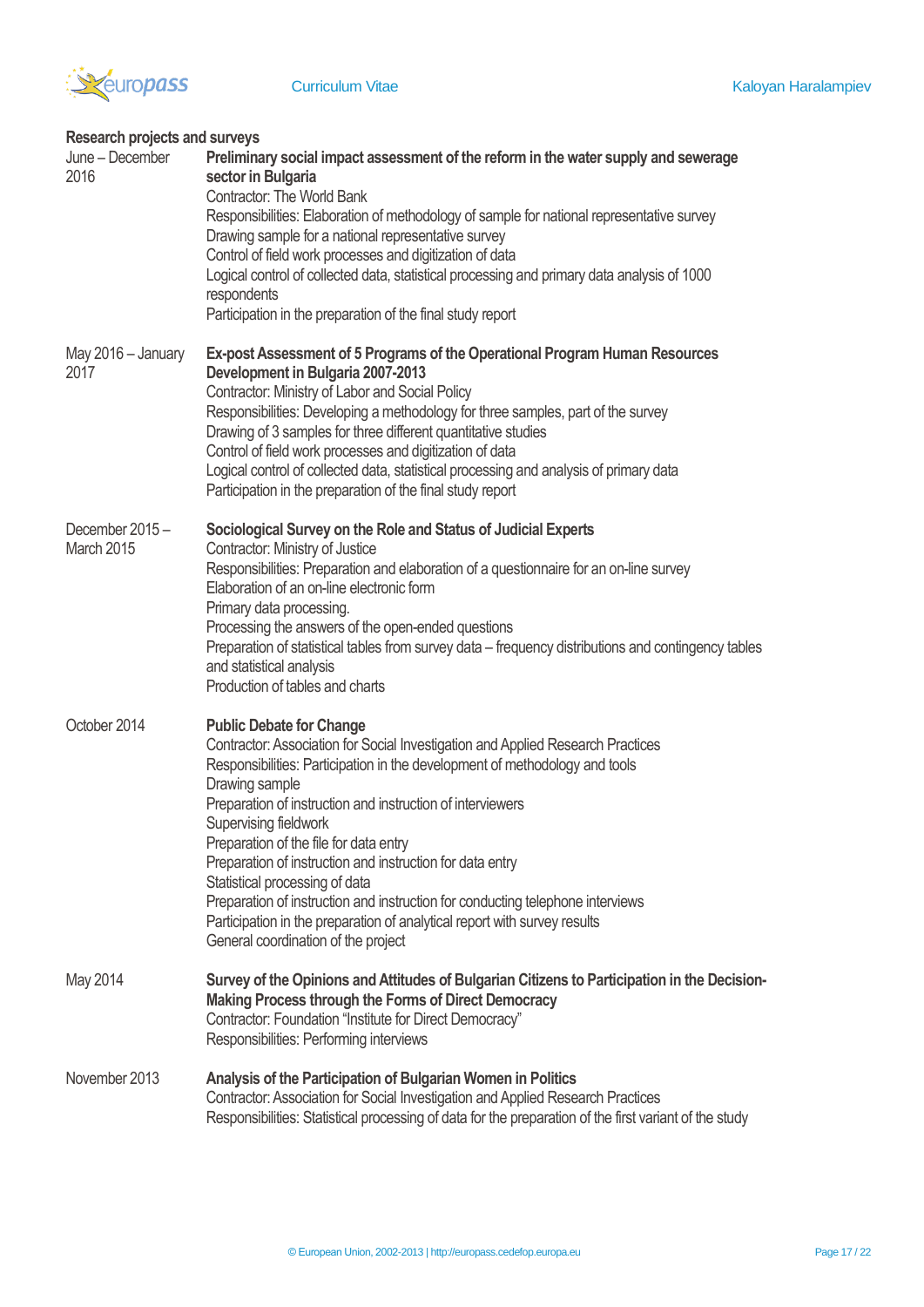**Research projects and surveys**

| | |
|---|---|
| June – December 2016 | **Preliminary social impact assessment of the reform in the water supply and sewerage sector in Bulgaria**<br>Contractor: The World Bank<br>Responsibilities: Elaboration of methodology of sample for national representative survey<br>Drawing sample for a national representative survey<br>Control of field work processes and digitization of data<br>Logical control of collected data, statistical processing and primary data analysis of 1000 respondents<br>Participation in the preparation of the final study report |
| May 2016 – January 2017 | **Ex-post Assessment of 5 Programs of the Operational Program Human Resources Development in Bulgaria 2007-2013**<br>Contractor: Ministry of Labor and Social Policy<br>Responsibilities: Developing a methodology for three samples, part of the survey<br>Drawing of 3 samples for three different quantitative studies<br>Control of field work processes and digitization of data<br>Logical control of collected data, statistical processing and analysis of primary data<br>Participation in the preparation of the final study report |
| December 2015 – March 2015 | **Sociological Survey on the Role and Status of Judicial Experts**<br>Contractor: Ministry of Justice<br>Responsibilities: Preparation and elaboration of a questionnaire for an on-line survey<br>Elaboration of an on-line electronic form<br>Primary data processing.<br>Processing the answers of the open-ended questions<br>Preparation of statistical tables from survey data – frequency distributions and contingency tables and statistical analysis<br>Production of tables and charts |
| October 2014 | **Public Debate for Change**<br>Contractor: Association for Social Investigation and Applied Research Practices<br>Responsibilities: Participation in the development of methodology and tools<br>Drawing sample<br>Preparation of instruction and instruction of interviewers<br>Supervising fieldwork<br>Preparation of the file for data entry<br>Preparation of instruction and instruction for data entry<br>Statistical processing of data<br>Preparation of instruction and instruction for conducting telephone interviews<br>Participation in the preparation of analytical report with survey results<br>General coordination of the project |
| May 2014 | **Survey of the Opinions and Attitudes of Bulgarian Citizens to Participation in the Decision-Making Process through the Forms of Direct Democracy**<br>Contractor: Foundation "Institute for Direct Democracy"<br>Responsibilities: Performing interviews |
| November 2013 | **Analysis of the Participation of Bulgarian Women in Politics**<br>Contractor: Association for Social Investigation and Applied Research Practices<br>Responsibilities: Statistical processing of data for the preparation of the first variant of the study |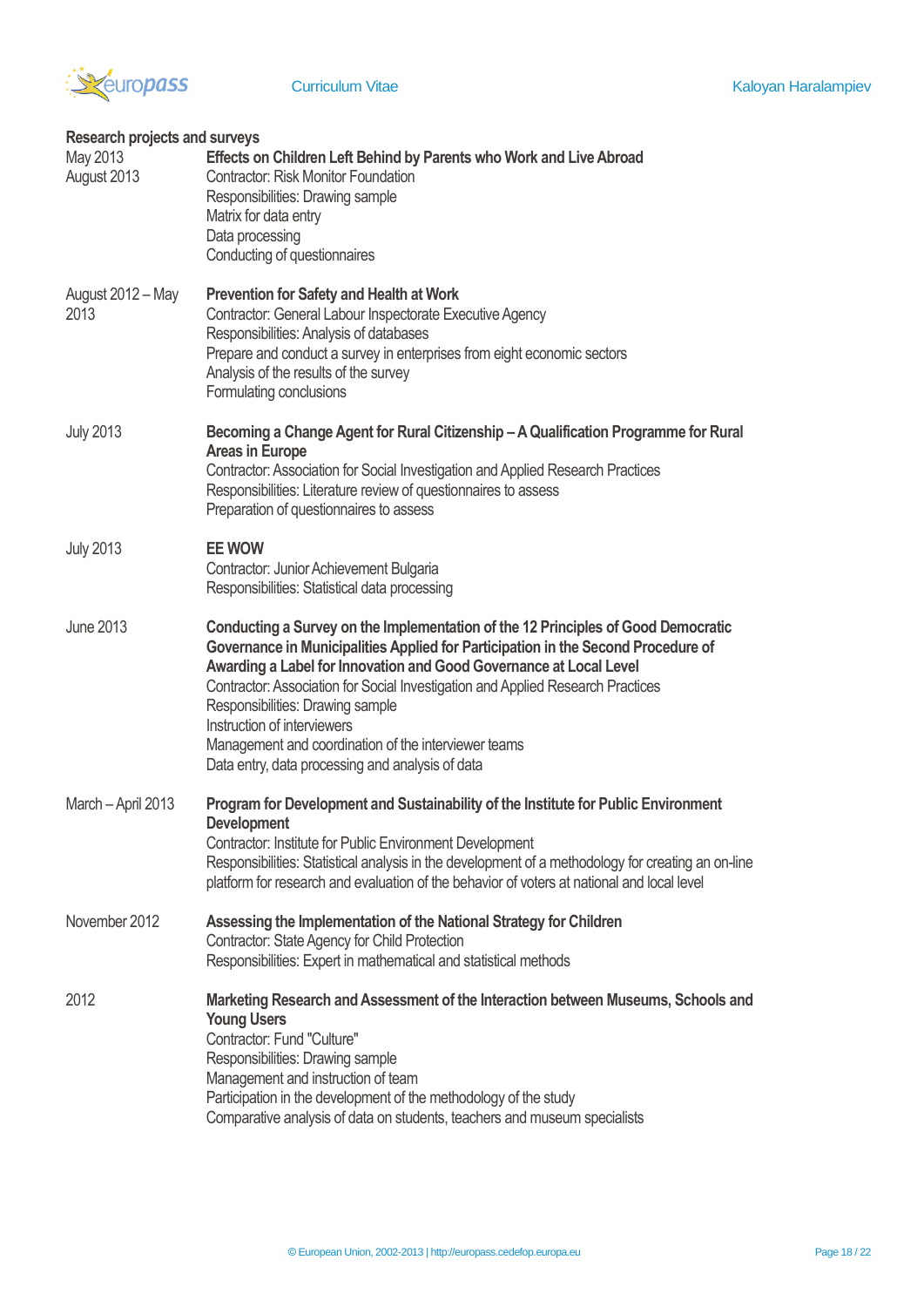### Research projects and surveys

| | |
|---|---|
| May 2013<br>August 2013 | **Effects on Children Left Behind by Parents who Work and Live Abroad**<br>Contractor: Risk Monitor Foundation<br>Responsibilities: Drawing sample<br>Matrix for data entry<br>Data processing<br>Conducting of questionnaires |
| August 2012 – May 2013 | **Prevention for Safety and Health at Work**<br>Contractor: General Labour Inspectorate Executive Agency<br>Responsibilities: Analysis of databases<br>Prepare and conduct a survey in enterprises from eight economic sectors<br>Analysis of the results of the survey<br>Formulating conclusions |
| July 2013 | **Becoming a Change Agent for Rural Citizenship – A Qualification Programme for Rural Areas in Europe**<br>Contractor: Association for Social Investigation and Applied Research Practices<br>Responsibilities: Literature review of questionnaires to assess<br>Preparation of questionnaires to assess |
| July 2013 | **EE WOW**<br>Contractor: Junior Achievement Bulgaria<br>Responsibilities: Statistical data processing |
| June 2013 | **Conducting a Survey on the Implementation of the 12 Principles of Good Democratic Governance in Municipalities Applied for Participation in the Second Procedure of Awarding a Label for Innovation and Good Governance at Local Level**<br>Contractor: Association for Social Investigation and Applied Research Practices<br>Responsibilities: Drawing sample<br>Instruction of interviewers<br>Management and coordination of the interviewer teams<br>Data entry, data processing and analysis of data |
| March – April 2013 | **Program for Development and Sustainability of the Institute for Public Environment Development**<br>Contractor: Institute for Public Environment Development<br>Responsibilities: Statistical analysis in the development of a methodology for creating an on-line platform for research and evaluation of the behavior of voters at national and local level |
| November 2012 | **Assessing the Implementation of the National Strategy for Children**<br>Contractor: State Agency for Child Protection<br>Responsibilities: Expert in mathematical and statistical methods |
| 2012 | **Marketing Research and Assessment of the Interaction between Museums, Schools and Young Users**<br>Contractor: Fund "Culture"<br>Responsibilities: Drawing sample<br>Management and instruction of team<br>Participation in the development of the methodology of the study<br>Comparative analysis of data on students, teachers and museum specialists |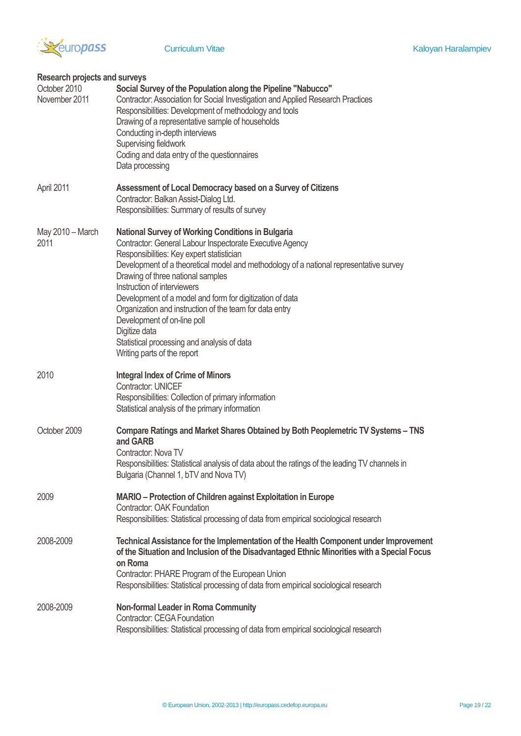**Research projects and surveys**

| | |
|---|---|
| October 2010<br>November 2011 | **Social Survey of the Population along the Pipeline "Nabucco"**<br>Contractor: Association for Social Investigation and Applied Research Practices<br>Responsibilities: Development of methodology and tools<br>Drawing of a representative sample of households<br>Conducting in-depth interviews<br>Supervising fieldwork<br>Coding and data entry of the questionnaires<br>Data processing |
| April 2011 | **Assessment of Local Democracy based on a Survey of Citizens**<br>Contractor: Balkan Assist-Dialog Ltd.<br>Responsibilities: Summary of results of survey |
| May 2010 – March 2011 | **National Survey of Working Conditions in Bulgaria**<br>Contractor: General Labour Inspectorate Executive Agency<br>Responsibilities: Key expert statistician<br>Development of a theoretical model and methodology of a national representative survey<br>Drawing of three national samples<br>Instruction of interviewers<br>Development of a model and form for digitization of data<br>Organization and instruction of the team for data entry<br>Development of on-line poll<br>Digitize data<br>Statistical processing and analysis of data<br>Writing parts of the report |
| 2010 | **Integral Index of Crime of Minors**<br>Contractor: UNICEF<br>Responsibilities: Collection of primary information<br>Statistical analysis of the primary information |
| October 2009 | **Compare Ratings and Market Shares Obtained by Both Peoplemetric TV Systems – TNS and GARB**<br>Contractor: Nova TV<br>Responsibilities: Statistical analysis of data about the ratings of the leading TV channels in Bulgaria (Channel 1, bTV and Nova TV) |
| 2009 | **MARIO – Protection of Children against Exploitation in Europe**<br>Contractor: OAK Foundation<br>Responsibilities: Statistical processing of data from empirical sociological research |
| 2008-2009 | **Technical Assistance for the Implementation of the Health Component under Improvement of the Situation and Inclusion of the Disadvantaged Ethnic Minorities with a Special Focus on Roma**<br>Contractor: PHARE Program of the European Union<br>Responsibilities: Statistical processing of data from empirical sociological research |
| 2008-2009 | **Non-formal Leader in Roma Community**<br>Contractor: CEGA Foundation<br>Responsibilities: Statistical processing of data from empirical sociological research |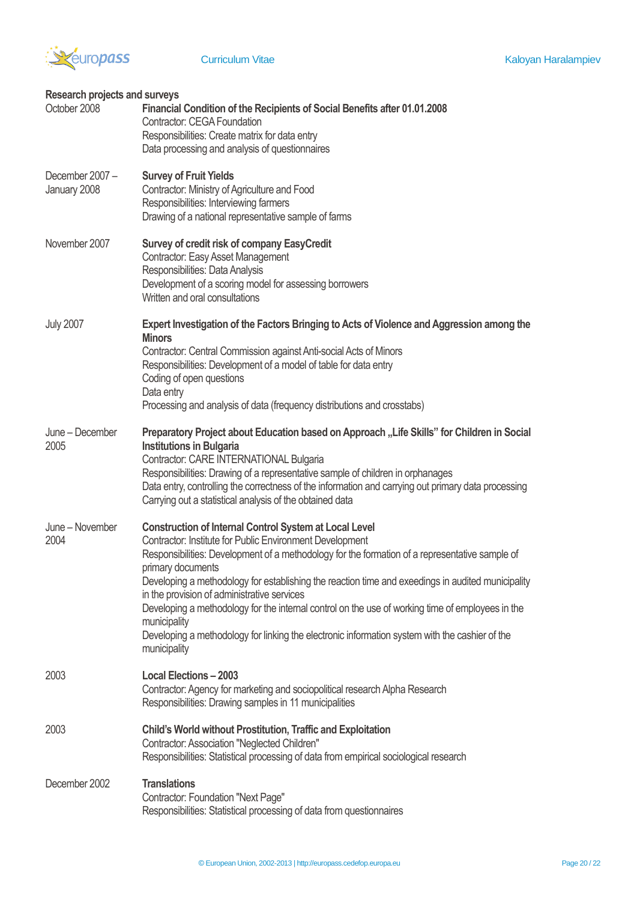**Research projects and surveys**

October 2008

**Financial Condition of the Recipients of Social Benefits after 01.01.2008**
Contractor: CEGA Foundation
Responsibilities: Create matrix for data entry
Data processing and analysis of questionnaires

December 2007 – January 2008

**Survey of Fruit Yields**
Contractor: Ministry of Agriculture and Food
Responsibilities: Interviewing farmers
Drawing of a national representative sample of farms

November 2007

**Survey of credit risk of company EasyCredit**
Contractor: Easy Asset Management
Responsibilities: Data Analysis
Development of a scoring model for assessing borrowers
Written and oral consultations

July 2007

**Expert Investigation of the Factors Bringing to Acts of Violence and Aggression among the Minors**
Contractor: Central Commission against Anti-social Acts of Minors
Responsibilities: Development of a model of table for data entry
Coding of open questions
Data entry
Processing and analysis of data (frequency distributions and crosstabs)

June – December 2005

**Preparatory Project about Education based on Approach „Life Skills" for Children in Social Institutions in Bulgaria**
Contractor: CARE INTERNATIONAL Bulgaria
Responsibilities: Drawing of a representative sample of children in orphanages
Data entry, controlling the correctness of the information and carrying out primary data processing
Carrying out a statistical analysis of the obtained data

June – November 2004

**Construction of Internal Control System at Local Level**
Contractor: Institute for Public Environment Development
Responsibilities: Development of a methodology for the formation of a representative sample of primary documents
Developing a methodology for establishing the reaction time and exeedings in audited municipality in the provision of administrative services
Developing a methodology for the internal control on the use of working time of employees in the municipality
Developing a methodology for linking the electronic information system with the cashier of the municipality

2003

**Local Elections – 2003**
Contractor: Agency for marketing and sociopolitical research Alpha Research
Responsibilities: Drawing samples in 11 municipalities

2003

**Child's World without Prostitution, Traffic and Exploitation**
Contractor: Association "Neglected Children"
Responsibilities: Statistical processing of data from empirical sociological research

December 2002

**Translations**
Contractor: Foundation "Next Page"
Responsibilities: Statistical processing of data from questionnaires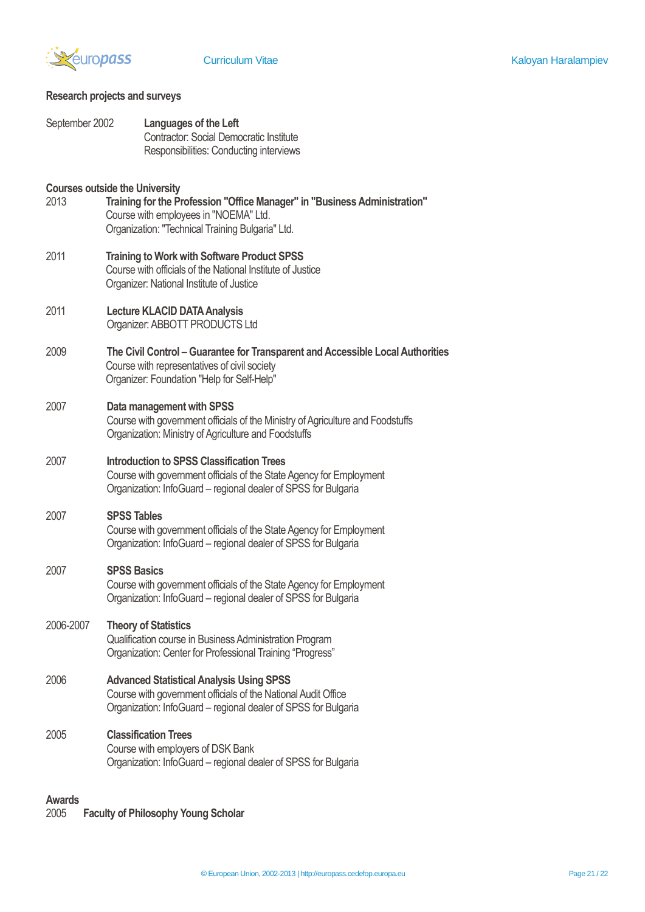## Research projects and surveys

September 2002 **Languages of the Left**
Contractor: Social Democratic Institute
Responsibilities: Conducting interviews

## Courses outside the University

2013 **Training for the Profession "Office Manager" in "Business Administration"**
Course with employees in "NOEMA" Ltd.
Organization: "Technical Training Bulgaria" Ltd.

2011 **Training to Work with Software Product SPSS**
Course with officials of the National Institute of Justice
Organizer: National Institute of Justice

2011 **Lecture KLACID DATA Analysis**
Organizer: ABBOTT PRODUCTS Ltd

2009 **The Civil Control – Guarantee for Transparent and Accessible Local Authorities**
Course with representatives of civil society
Organizer: Foundation "Help for Self-Help"

2007 **Data management with SPSS**
Course with government officials of the Ministry of Agriculture and Foodstuffs
Organization: Ministry of Agriculture and Foodstuffs

2007 **Introduction to SPSS Classification Trees**
Course with government officials of the State Agency for Employment
Organization: InfoGuard – regional dealer of SPSS for Bulgaria

2007 **SPSS Tables**
Course with government officials of the State Agency for Employment
Organization: InfoGuard – regional dealer of SPSS for Bulgaria

2007 **SPSS Basics**
Course with government officials of the State Agency for Employment
Organization: InfoGuard – regional dealer of SPSS for Bulgaria

2006-2007 **Theory of Statistics**
Qualification course in Business Administration Program
Organization: Center for Professional Training "Progress"

2006 **Advanced Statistical Analysis Using SPSS**
Course with government officials of the National Audit Office
Organization: InfoGuard – regional dealer of SPSS for Bulgaria

2005 **Classification Trees**
Course with employers of DSK Bank
Organization: InfoGuard – regional dealer of SPSS for Bulgaria

## Awards

2005 **Faculty of Philosophy Young Scholar**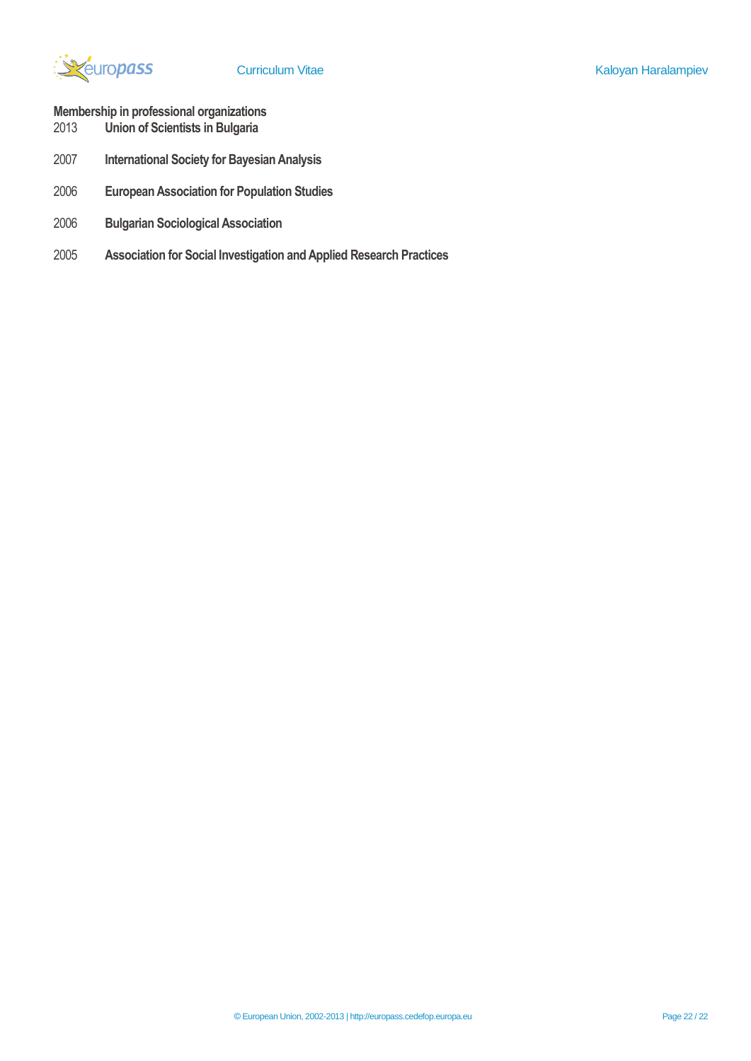**Membership in professional organizations**

2013 **Union of Scientists in Bulgaria**

2007 **International Society for Bayesian Analysis**

2006 **European Association for Population Studies**

2006 **Bulgarian Sociological Association**

2005 **Association for Social Investigation and Applied Research Practices**